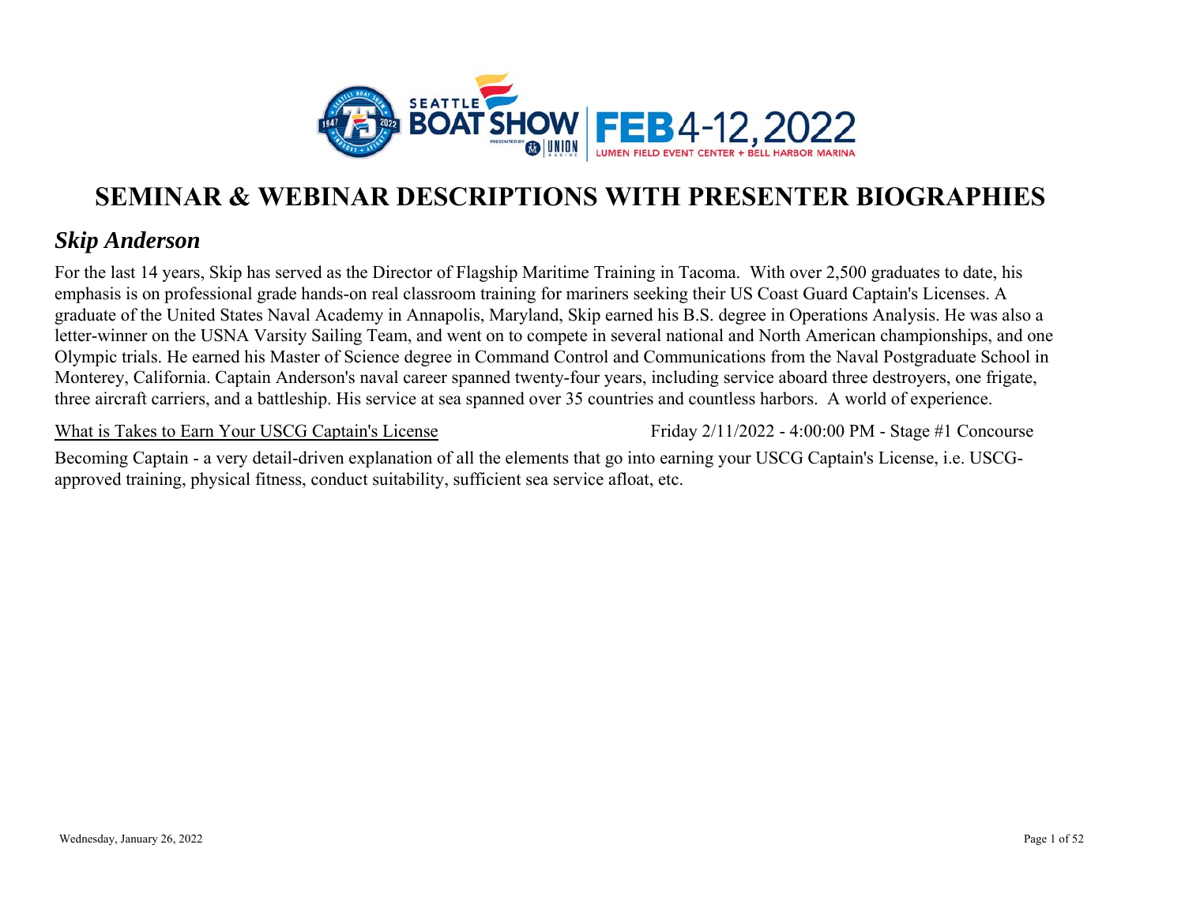# SEMINAR & WEBINAR DESCRIPTIONS WITH PRESENTER BIOGRAPHIES

## *Skip Anderson*

For the last 14 years, Skip has served as the Director of Flagship Maritime Training in Tacoma. With over 2,500 graduates to date, his emphasis is on professional grade hands-on real classroom training for mariners seeking their US Coast Guard Captain's Licenses. A graduate of the United States Naval Academy in Annapolis, Maryland, Skip earned his B.S. degree in Operations Analysis. He was also a letter-winner on the USNA Varsity Sailing Team, and went on to compete in several national and North American championships, and one Olympic trials. He earned his Master of Science degree in Command Control and Communications from the Naval Postgraduate School in Monterey, California. Captain Anderson's naval career spanned twenty-four years, including service aboard three destroyers, one frigate, three aircraft carriers, and a battleship. His service at sea spanned over 35 countries and countless harbors. A world of experience.

<u>What is Takes to Earn Your USCG Captain's License</u> — Friday 2/11/2022 - 4:00:00 PM - Stage #1 Concourse

Becoming Captain - a very detail-driven explanation of all the elements that go into earning your USCG Captain's License, i.e. USCG-approved training, physical fitness, conduct suitability, sufficient sea service afloat, etc.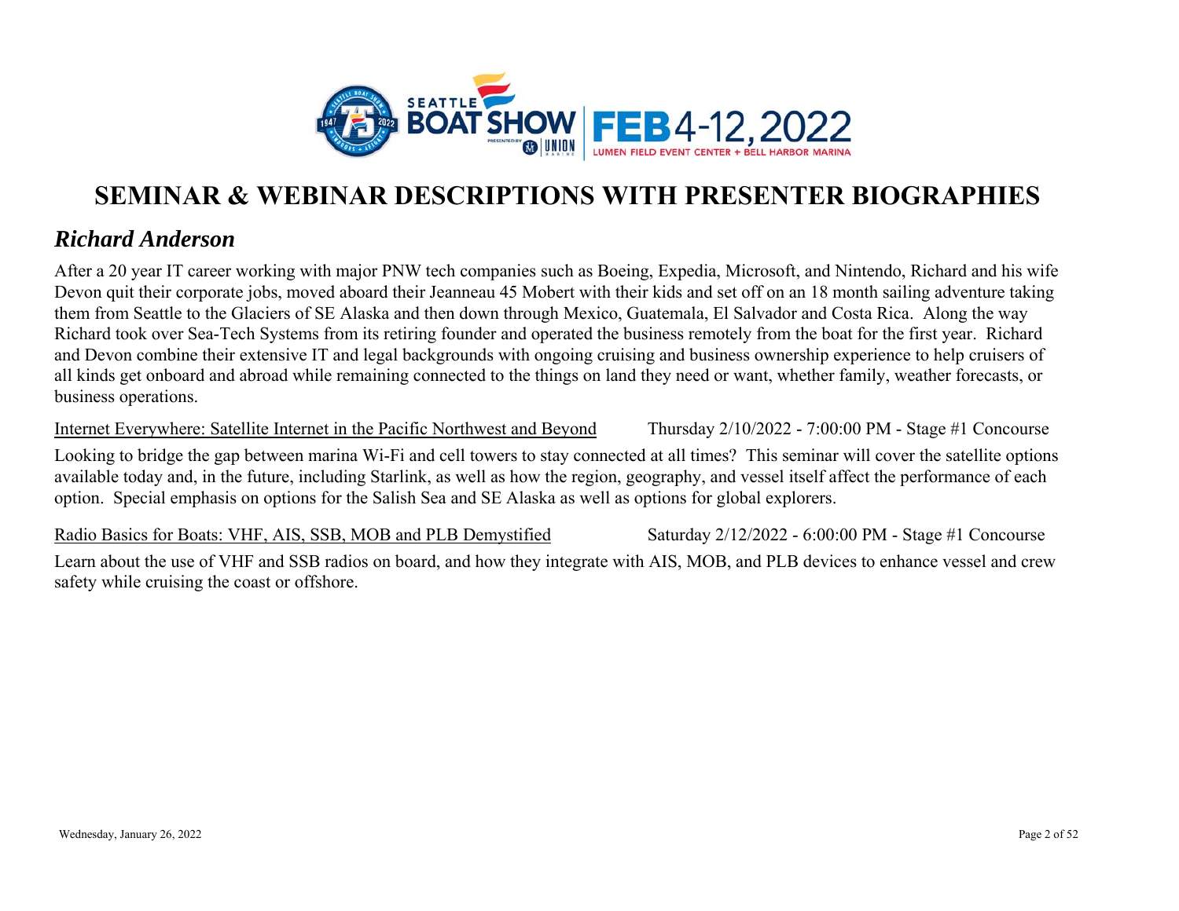# SEMINAR & WEBINAR DESCRIPTIONS WITH PRESENTER BIOGRAPHIES

## *Richard Anderson*

After a 20 year IT career working with major PNW tech companies such as Boeing, Expedia, Microsoft, and Nintendo, Richard and his wife Devon quit their corporate jobs, moved aboard their Jeanneau 45 Mobert with their kids and set off on an 18 month sailing adventure taking them from Seattle to the Glaciers of SE Alaska and then down through Mexico, Guatemala, El Salvador and Costa Rica. Along the way Richard took over Sea-Tech Systems from its retiring founder and operated the business remotely from the boat for the first year. Richard and Devon combine their extensive IT and legal backgrounds with ongoing cruising and business ownership experience to help cruisers of all kinds get onboard and abroad while remaining connected to the things on land they need or want, whether family, weather forecasts, or business operations.

Internet Everywhere: Satellite Internet in the Pacific Northwest and Beyond — Thursday 2/10/2022 - 7:00:00 PM - Stage #1 Concourse

Looking to bridge the gap between marina Wi-Fi and cell towers to stay connected at all times? This seminar will cover the satellite options available today and, in the future, including Starlink, as well as how the region, geography, and vessel itself affect the performance of each option. Special emphasis on options for the Salish Sea and SE Alaska as well as options for global explorers.

Radio Basics for Boats: VHF, AIS, SSB, MOB and PLB Demystified — Saturday 2/12/2022 - 6:00:00 PM - Stage #1 Concourse

Learn about the use of VHF and SSB radios on board, and how they integrate with AIS, MOB, and PLB devices to enhance vessel and crew safety while cruising the coast or offshore.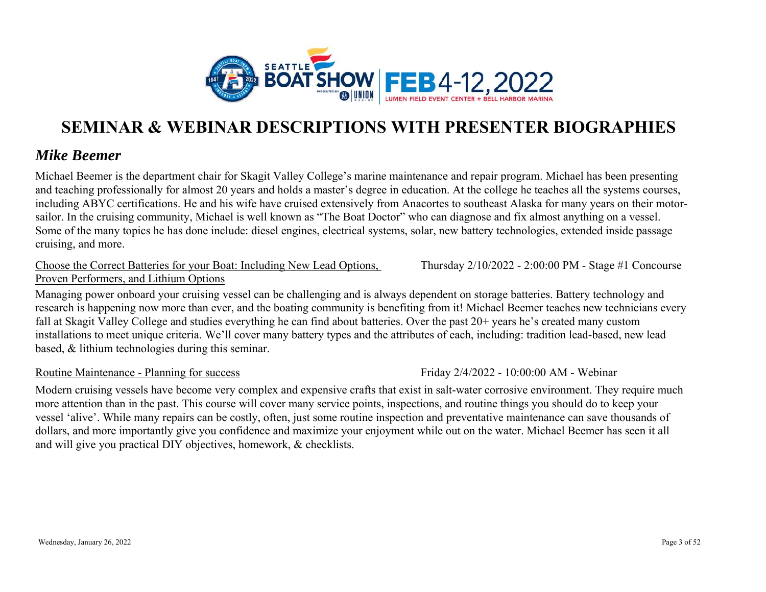# SEMINAR & WEBINAR DESCRIPTIONS WITH PRESENTER BIOGRAPHIES

## *Mike Beemer*

Michael Beemer is the department chair for Skagit Valley College's marine maintenance and repair program. Michael has been presenting and teaching professionally for almost 20 years and holds a master's degree in education. At the college he teaches all the systems courses, including ABYC certifications. He and his wife have cruised extensively from Anacortes to southeast Alaska for many years on their motor-sailor. In the cruising community, Michael is well known as "The Boat Doctor" who can diagnose and fix almost anything on a vessel. Some of the many topics he has done include: diesel engines, electrical systems, solar, new battery technologies, extended inside passage cruising, and more.

<u>Choose the Correct Batteries for your Boat: Including New Lead Options, Proven Performers, and Lithium Options</u> — Thursday 2/10/2022 - 2:00:00 PM - Stage #1 Concourse

Managing power onboard your cruising vessel can be challenging and is always dependent on storage batteries. Battery technology and research is happening now more than ever, and the boating community is benefiting from it! Michael Beemer teaches new technicians every fall at Skagit Valley College and studies everything he can find about batteries. Over the past 20+ years he's created many custom installations to meet unique criteria. We'll cover many battery types and the attributes of each, including: tradition lead-based, new lead based, & lithium technologies during this seminar.

<u>Routine Maintenance - Planning for success</u> — Friday 2/4/2022 - 10:00:00 AM - Webinar

Modern cruising vessels have become very complex and expensive crafts that exist in salt-water corrosive environment. They require much more attention than in the past. This course will cover many service points, inspections, and routine things you should do to keep your vessel 'alive'. While many repairs can be costly, often, just some routine inspection and preventative maintenance can save thousands of dollars, and more importantly give you confidence and maximize your enjoyment while out on the water. Michael Beemer has seen it all and will give you practical DIY objectives, homework, & checklists.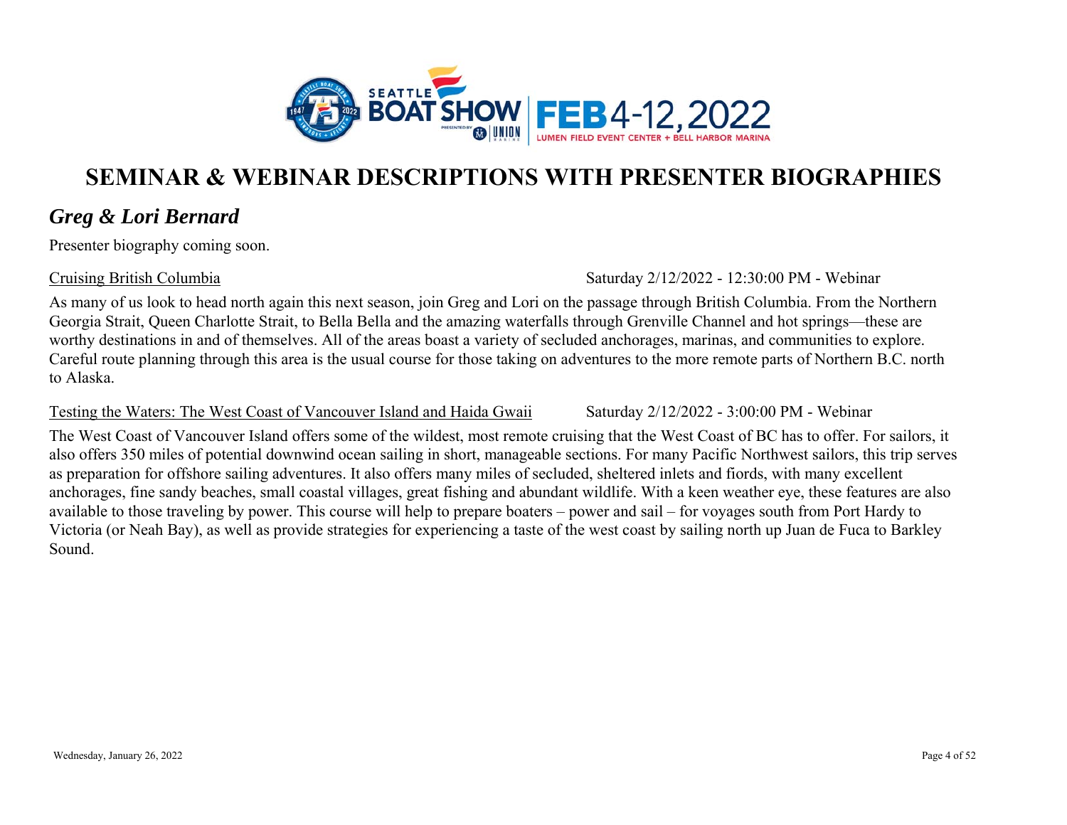# SEMINAR & WEBINAR DESCRIPTIONS WITH PRESENTER BIOGRAPHIES

## *Greg & Lori Bernard*

Presenter biography coming soon.

Cruising British Columbia — Saturday 2/12/2022 - 12:30:00 PM - Webinar

As many of us look to head north again this next season, join Greg and Lori on the passage through British Columbia. From the Northern Georgia Strait, Queen Charlotte Strait, to Bella Bella and the amazing waterfalls through Grenville Channel and hot springs—these are worthy destinations in and of themselves. All of the areas boast a variety of secluded anchorages, marinas, and communities to explore. Careful route planning through this area is the usual course for those taking on adventures to the more remote parts of Northern B.C. north to Alaska.

Testing the Waters: The West Coast of Vancouver Island and Haida Gwaii — Saturday 2/12/2022 - 3:00:00 PM - Webinar

The West Coast of Vancouver Island offers some of the wildest, most remote cruising that the West Coast of BC has to offer. For sailors, it also offers 350 miles of potential downwind ocean sailing in short, manageable sections. For many Pacific Northwest sailors, this trip serves as preparation for offshore sailing adventures. It also offers many miles of secluded, sheltered inlets and fiords, with many excellent anchorages, fine sandy beaches, small coastal villages, great fishing and abundant wildlife. With a keen weather eye, these features are also available to those traveling by power. This course will help to prepare boaters – power and sail – for voyages south from Port Hardy to Victoria (or Neah Bay), as well as provide strategies for experiencing a taste of the west coast by sailing north up Juan de Fuca to Barkley Sound.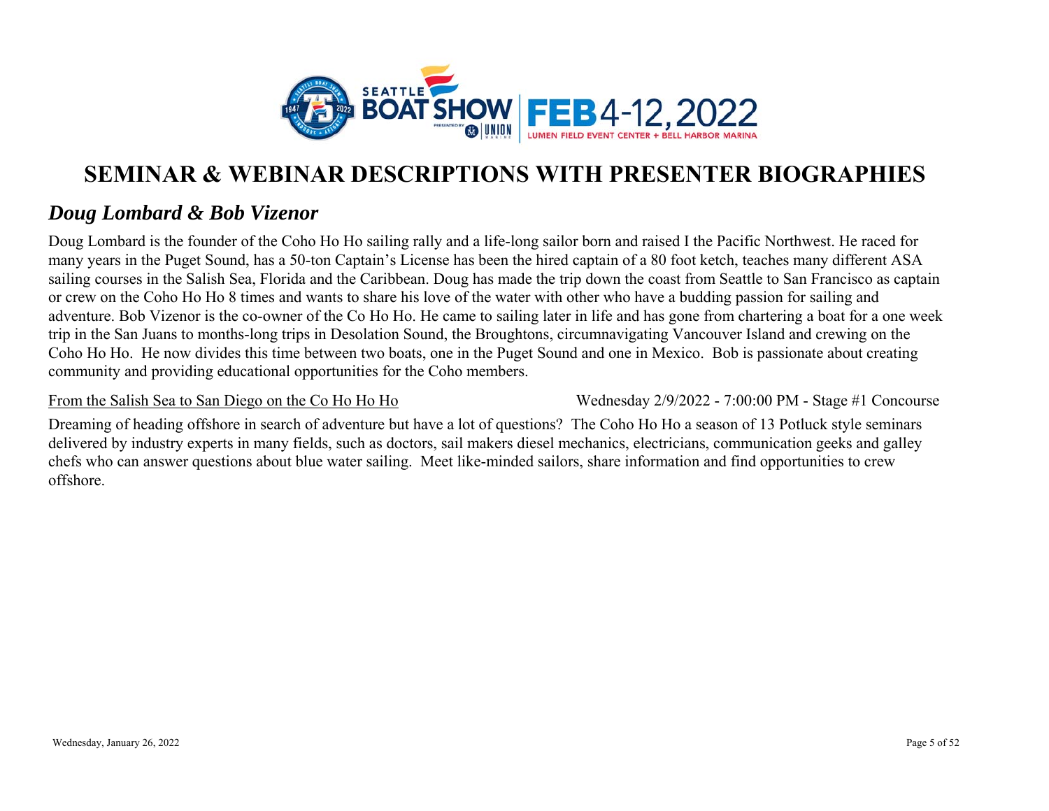# SEMINAR & WEBINAR DESCRIPTIONS WITH PRESENTER BIOGRAPHIES

## *Doug Lombard & Bob Vizenor*

Doug Lombard is the founder of the Coho Ho Ho sailing rally and a life-long sailor born and raised I the Pacific Northwest. He raced for many years in the Puget Sound, has a 50-ton Captain's License has been the hired captain of a 80 foot ketch, teaches many different ASA sailing courses in the Salish Sea, Florida and the Caribbean. Doug has made the trip down the coast from Seattle to San Francisco as captain or crew on the Coho Ho Ho 8 times and wants to share his love of the water with other who have a budding passion for sailing and adventure. Bob Vizenor is the co-owner of the Co Ho Ho. He came to sailing later in life and has gone from chartering a boat for a one week trip in the San Juans to months-long trips in Desolation Sound, the Broughtons, circumnavigating Vancouver Island and crewing on the Coho Ho Ho. He now divides this time between two boats, one in the Puget Sound and one in Mexico. Bob is passionate about creating community and providing educational opportunities for the Coho members.

From the Salish Sea to San Diego on the Co Ho Ho Ho — Wednesday 2/9/2022 - 7:00:00 PM - Stage #1 Concourse

Dreaming of heading offshore in search of adventure but have a lot of questions? The Coho Ho Ho a season of 13 Potluck style seminars delivered by industry experts in many fields, such as doctors, sail makers diesel mechanics, electricians, communication geeks and galley chefs who can answer questions about blue water sailing. Meet like-minded sailors, share information and find opportunities to crew offshore.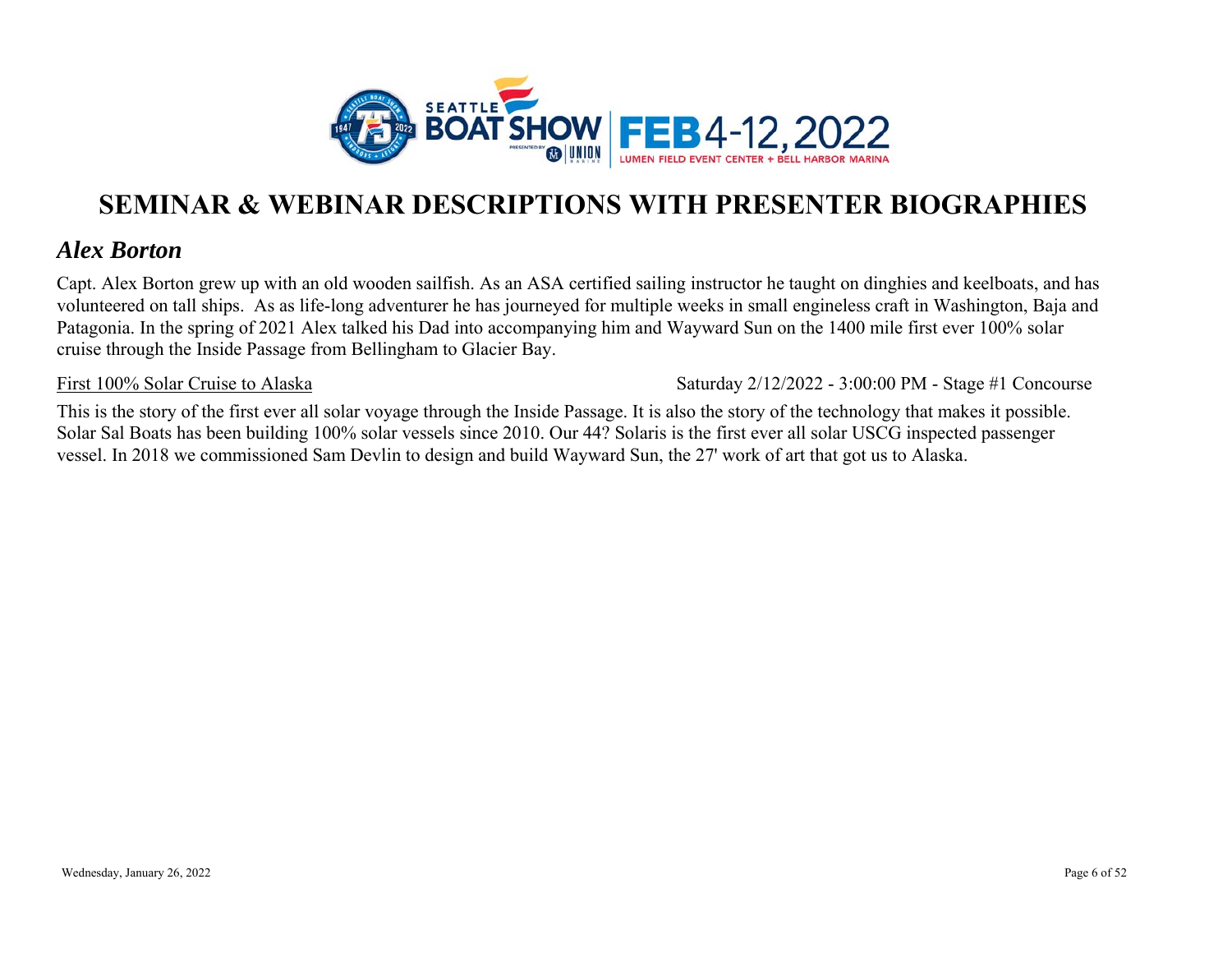# SEMINAR & WEBINAR DESCRIPTIONS WITH PRESENTER BIOGRAPHIES

## *Alex Borton*

Capt. Alex Borton grew up with an old wooden sailfish. As an ASA certified sailing instructor he taught on dinghies and keelboats, and has volunteered on tall ships. As as life-long adventurer he has journeyed for multiple weeks in small engineless craft in Washington, Baja and Patagonia. In the spring of 2021 Alex talked his Dad into accompanying him and Wayward Sun on the 1400 mile first ever 100% solar cruise through the Inside Passage from Bellingham to Glacier Bay.

First 100% Solar Cruise to Alaska — Saturday 2/12/2022 - 3:00:00 PM - Stage #1 Concourse

This is the story of the first ever all solar voyage through the Inside Passage. It is also the story of the technology that makes it possible. Solar Sal Boats has been building 100% solar vessels since 2010. Our 44? Solaris is the first ever all solar USCG inspected passenger vessel. In 2018 we commissioned Sam Devlin to design and build Wayward Sun, the 27' work of art that got us to Alaska.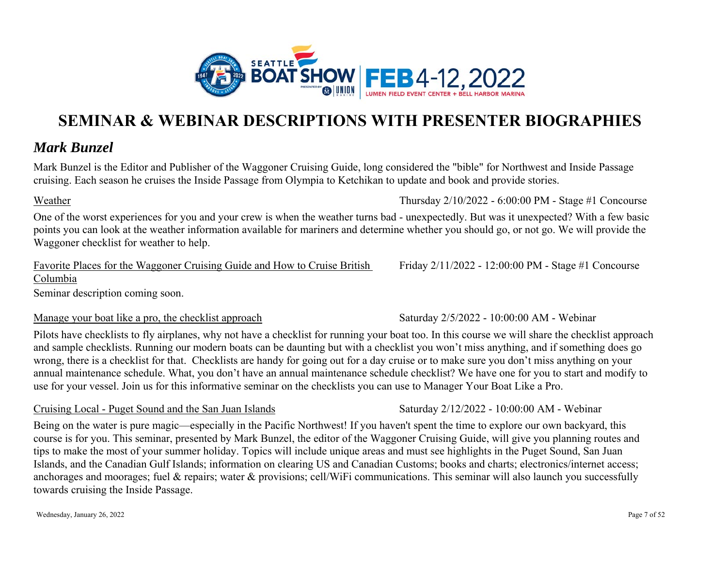# SEMINAR & WEBINAR DESCRIPTIONS WITH PRESENTER BIOGRAPHIES

## *Mark Bunzel*

Mark Bunzel is the Editor and Publisher of the Waggoner Cruising Guide, long considered the "bible" for Northwest and Inside Passage cruising. Each season he cruises the Inside Passage from Olympia to Ketchikan to update and book and provide stories.

Weather — Thursday 2/10/2022 - 6:00:00 PM - Stage #1 Concourse

One of the worst experiences for you and your crew is when the weather turns bad - unexpectedly. But was it unexpected? With a few basic points you can look at the weather information available for mariners and determine whether you should go, or not go. We will provide the Waggoner checklist for weather to help.

Favorite Places for the Waggoner Cruising Guide and How to Cruise British Columbia — Friday 2/11/2022 - 12:00:00 PM - Stage #1 Concourse

Seminar description coming soon.

Manage your boat like a pro, the checklist approach — Saturday 2/5/2022 - 10:00:00 AM - Webinar

Pilots have checklists to fly airplanes, why not have a checklist for running your boat too. In this course we will share the checklist approach and sample checklists. Running our modern boats can be daunting but with a checklist you won't miss anything, and if something does go wrong, there is a checklist for that. Checklists are handy for going out for a day cruise or to make sure you don't miss anything on your annual maintenance schedule. What, you don't have an annual maintenance schedule checklist? We have one for you to start and modify to use for your vessel. Join us for this informative seminar on the checklists you can use to Manager Your Boat Like a Pro.

Cruising Local - Puget Sound and the San Juan Islands — Saturday 2/12/2022 - 10:00:00 AM - Webinar

Being on the water is pure magic—especially in the Pacific Northwest! If you haven't spent the time to explore our own backyard, this course is for you. This seminar, presented by Mark Bunzel, the editor of the Waggoner Cruising Guide, will give you planning routes and tips to make the most of your summer holiday. Topics will include unique areas and must see highlights in the Puget Sound, San Juan Islands, and the Canadian Gulf Islands; information on clearing US and Canadian Customs; books and charts; electronics/internet access; anchorages and moorages; fuel & repairs; water & provisions; cell/WiFi communications. This seminar will also launch you successfully towards cruising the Inside Passage.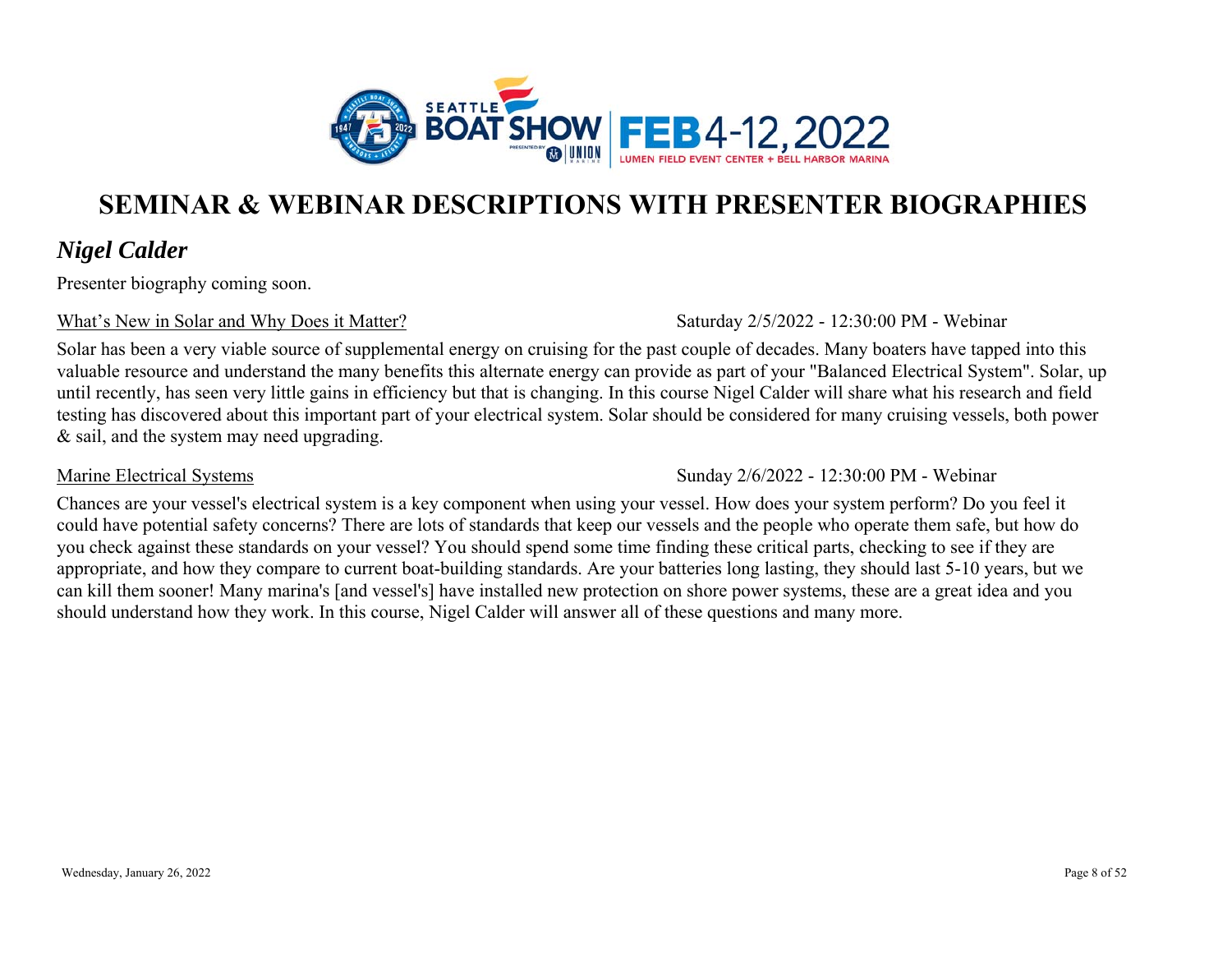# SEMINAR & WEBINAR DESCRIPTIONS WITH PRESENTER BIOGRAPHIES

## *Nigel Calder*

Presenter biography coming soon.

What's New in Solar and Why Does it Matter? — Saturday 2/5/2022 - 12:30:00 PM - Webinar

Solar has been a very viable source of supplemental energy on cruising for the past couple of decades. Many boaters have tapped into this valuable resource and understand the many benefits this alternate energy can provide as part of your "Balanced Electrical System". Solar, up until recently, has seen very little gains in efficiency but that is changing. In this course Nigel Calder will share what his research and field testing has discovered about this important part of your electrical system. Solar should be considered for many cruising vessels, both power & sail, and the system may need upgrading.

Marine Electrical Systems — Sunday 2/6/2022 - 12:30:00 PM - Webinar

Chances are your vessel's electrical system is a key component when using your vessel. How does your system perform? Do you feel it could have potential safety concerns? There are lots of standards that keep our vessels and the people who operate them safe, but how do you check against these standards on your vessel? You should spend some time finding these critical parts, checking to see if they are appropriate, and how they compare to current boat-building standards. Are your batteries long lasting, they should last 5-10 years, but we can kill them sooner! Many marina's [and vessel's] have installed new protection on shore power systems, these are a great idea and you should understand how they work. In this course, Nigel Calder will answer all of these questions and many more.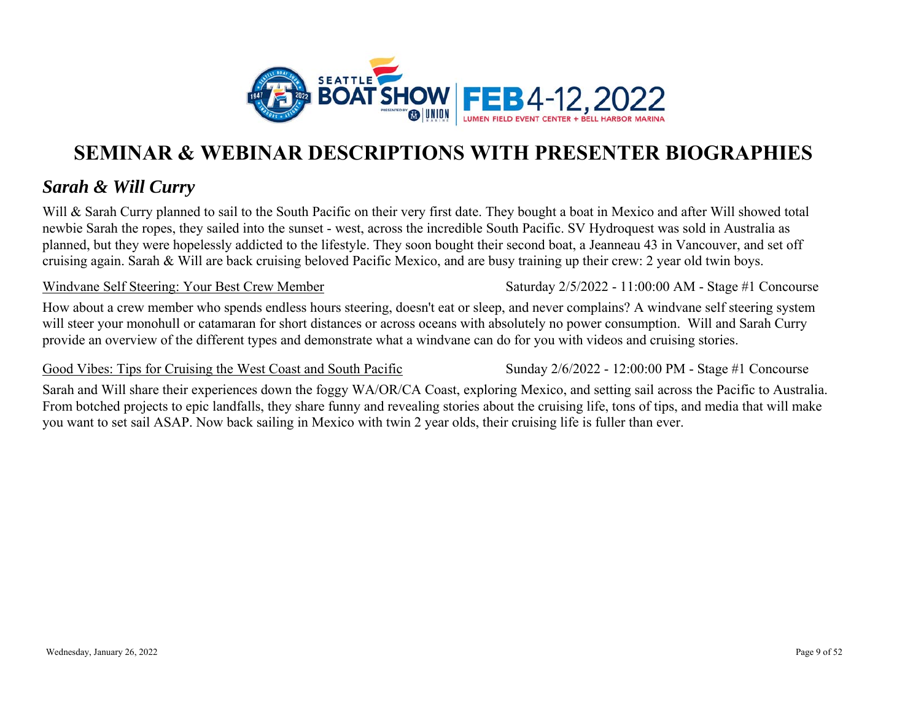# SEMINAR & WEBINAR DESCRIPTIONS WITH PRESENTER BIOGRAPHIES

## *Sarah & Will Curry*

Will & Sarah Curry planned to sail to the South Pacific on their very first date. They bought a boat in Mexico and after Will showed total newbie Sarah the ropes, they sailed into the sunset - west, across the incredible South Pacific. SV Hydroquest was sold in Australia as planned, but they were hopelessly addicted to the lifestyle. They soon bought their second boat, a Jeanneau 43 in Vancouver, and set off cruising again. Sarah & Will are back cruising beloved Pacific Mexico, and are busy training up their crew: 2 year old twin boys.

<u>Windvane Self Steering: Your Best Crew Member</u> — Saturday 2/5/2022 - 11:00:00 AM - Stage #1 Concourse

How about a crew member who spends endless hours steering, doesn't eat or sleep, and never complains? A windvane self steering system will steer your monohull or catamaran for short distances or across oceans with absolutely no power consumption. Will and Sarah Curry provide an overview of the different types and demonstrate what a windvane can do for you with videos and cruising stories.

<u>Good Vibes: Tips for Cruising the West Coast and South Pacific</u> — Sunday 2/6/2022 - 12:00:00 PM - Stage #1 Concourse

Sarah and Will share their experiences down the foggy WA/OR/CA Coast, exploring Mexico, and setting sail across the Pacific to Australia. From botched projects to epic landfalls, they share funny and revealing stories about the cruising life, tons of tips, and media that will make you want to set sail ASAP. Now back sailing in Mexico with twin 2 year olds, their cruising life is fuller than ever.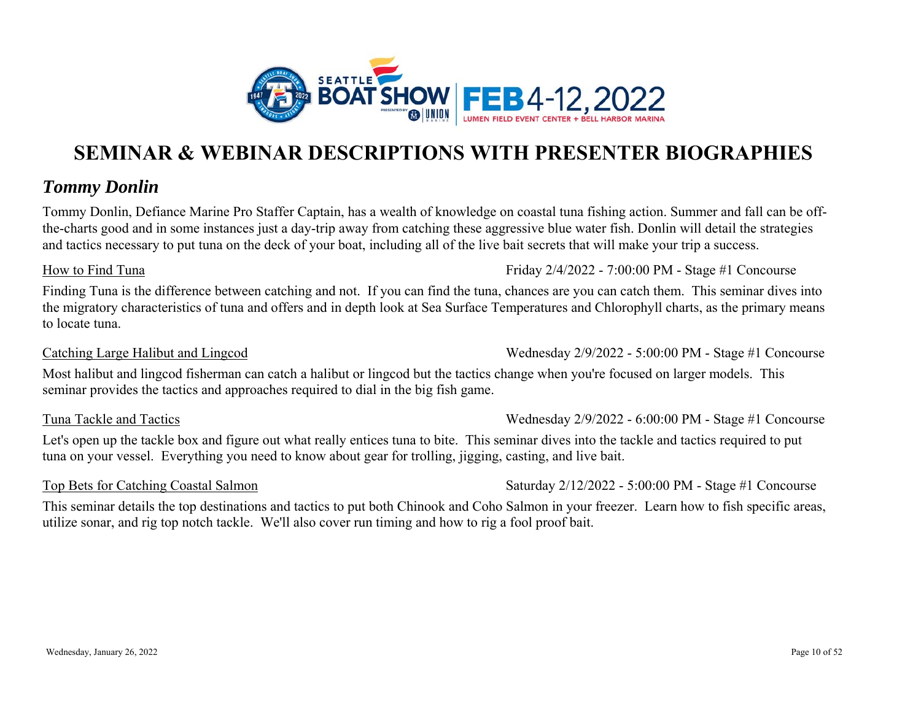# SEMINAR & WEBINAR DESCRIPTIONS WITH PRESENTER BIOGRAPHIES

## *Tommy Donlin*

Tommy Donlin, Defiance Marine Pro Staffer Captain, has a wealth of knowledge on coastal tuna fishing action. Summer and fall can be off-the-charts good and in some instances just a day-trip away from catching these aggressive blue water fish. Donlin will detail the strategies and tactics necessary to put tuna on the deck of your boat, including all of the live bait secrets that will make your trip a success.

<u>How to Find Tuna</u> — Friday 2/4/2022 - 7:00:00 PM - Stage #1 Concourse

Finding Tuna is the difference between catching and not. If you can find the tuna, chances are you can catch them. This seminar dives into the migratory characteristics of tuna and offers and in depth look at Sea Surface Temperatures and Chlorophyll charts, as the primary means to locate tuna.

<u>Catching Large Halibut and Lingcod</u> — Wednesday 2/9/2022 - 5:00:00 PM - Stage #1 Concourse

Most halibut and lingcod fisherman can catch a halibut or lingcod but the tactics change when you're focused on larger models. This seminar provides the tactics and approaches required to dial in the big fish game.

<u>Tuna Tackle and Tactics</u> — Wednesday 2/9/2022 - 6:00:00 PM - Stage #1 Concourse

Let's open up the tackle box and figure out what really entices tuna to bite. This seminar dives into the tackle and tactics required to put tuna on your vessel. Everything you need to know about gear for trolling, jigging, casting, and live bait.

<u>Top Bets for Catching Coastal Salmon</u> — Saturday 2/12/2022 - 5:00:00 PM - Stage #1 Concourse

This seminar details the top destinations and tactics to put both Chinook and Coho Salmon in your freezer. Learn how to fish specific areas, utilize sonar, and rig top notch tackle. We'll also cover run timing and how to rig a fool proof bait.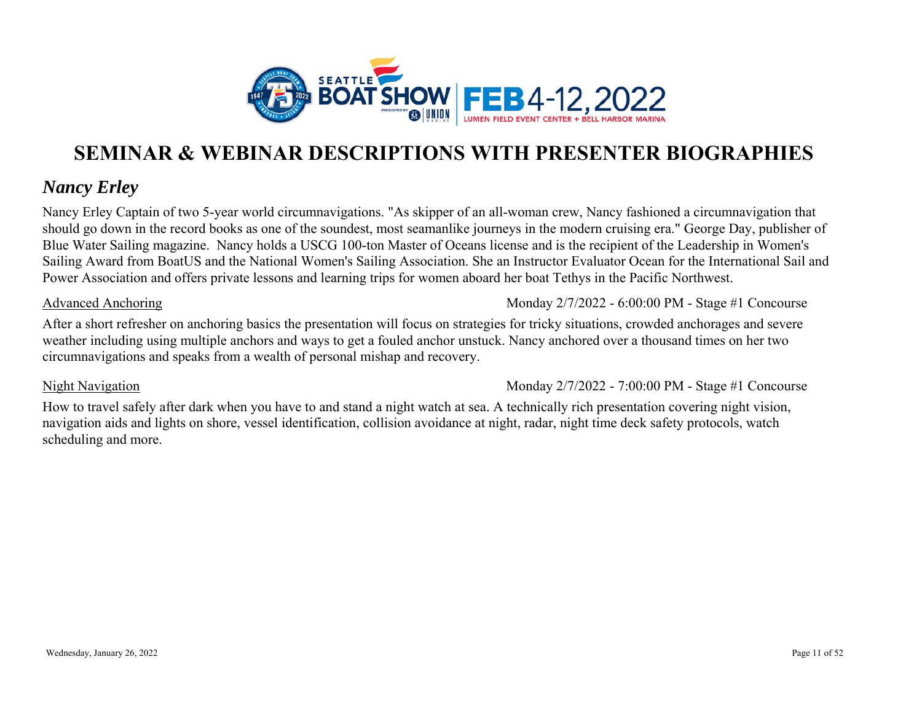# SEMINAR & WEBINAR DESCRIPTIONS WITH PRESENTER BIOGRAPHIES

## *Nancy Erley*

Nancy Erley Captain of two 5-year world circumnavigations. "As skipper of an all-woman crew, Nancy fashioned a circumnavigation that should go down in the record books as one of the soundest, most seamanlike journeys in the modern cruising era." George Day, publisher of Blue Water Sailing magazine. Nancy holds a USCG 100-ton Master of Oceans license and is the recipient of the Leadership in Women's Sailing Award from BoatUS and the National Women's Sailing Association. She an Instructor Evaluator Ocean for the International Sail and Power Association and offers private lessons and learning trips for women aboard her boat Tethys in the Pacific Northwest.

Advanced Anchoring — Monday 2/7/2022 - 6:00:00 PM - Stage #1 Concourse

After a short refresher on anchoring basics the presentation will focus on strategies for tricky situations, crowded anchorages and severe weather including using multiple anchors and ways to get a fouled anchor unstuck. Nancy anchored over a thousand times on her two circumnavigations and speaks from a wealth of personal mishap and recovery.

Night Navigation — Monday 2/7/2022 - 7:00:00 PM - Stage #1 Concourse

How to travel safely after dark when you have to and stand a night watch at sea. A technically rich presentation covering night vision, navigation aids and lights on shore, vessel identification, collision avoidance at night, radar, night time deck safety protocols, watch scheduling and more.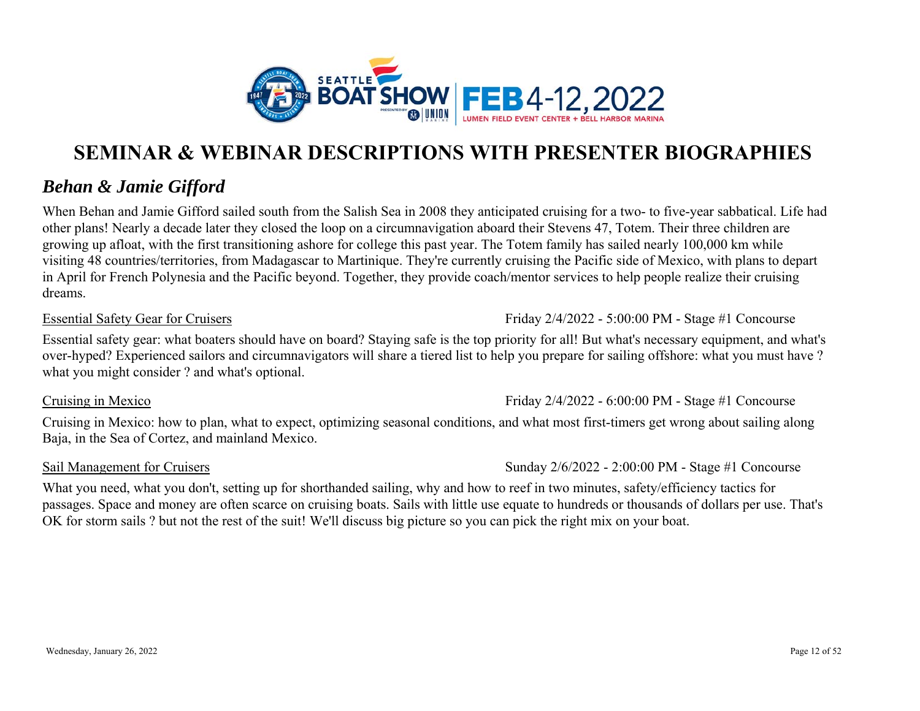# SEMINAR & WEBINAR DESCRIPTIONS WITH PRESENTER BIOGRAPHIES

## *Behan & Jamie Gifford*

When Behan and Jamie Gifford sailed south from the Salish Sea in 2008 they anticipated cruising for a two- to five-year sabbatical. Life had other plans! Nearly a decade later they closed the loop on a circumnavigation aboard their Stevens 47, Totem. Their three children are growing up afloat, with the first transitioning ashore for college this past year. The Totem family has sailed nearly 100,000 km while visiting 48 countries/territories, from Madagascar to Martinique. They're currently cruising the Pacific side of Mexico, with plans to depart in April for French Polynesia and the Pacific beyond. Together, they provide coach/mentor services to help people realize their cruising dreams.

<u>Essential Safety Gear for Cruisers</u> — Friday 2/4/2022 - 5:00:00 PM - Stage #1 Concourse

Essential safety gear: what boaters should have on board? Staying safe is the top priority for all! But what's necessary equipment, and what's over-hyped? Experienced sailors and circumnavigators will share a tiered list to help you prepare for sailing offshore: what you must have ? what you might consider ? and what's optional.

<u>Cruising in Mexico</u> — Friday 2/4/2022 - 6:00:00 PM - Stage #1 Concourse

Cruising in Mexico: how to plan, what to expect, optimizing seasonal conditions, and what most first-timers get wrong about sailing along Baja, in the Sea of Cortez, and mainland Mexico.

<u>Sail Management for Cruisers</u> — Sunday 2/6/2022 - 2:00:00 PM - Stage #1 Concourse

What you need, what you don't, setting up for shorthanded sailing, why and how to reef in two minutes, safety/efficiency tactics for passages. Space and money are often scarce on cruising boats. Sails with little use equate to hundreds or thousands of dollars per use. That's OK for storm sails ? but not the rest of the suit! We'll discuss big picture so you can pick the right mix on your boat.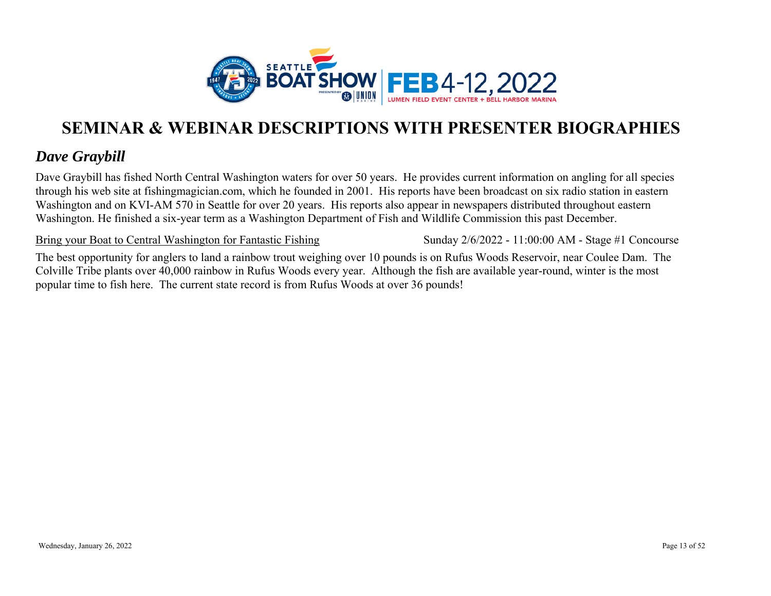# SEMINAR & WEBINAR DESCRIPTIONS WITH PRESENTER BIOGRAPHIES

## *Dave Graybill*

Dave Graybill has fished North Central Washington waters for over 50 years. He provides current information on angling for all species through his web site at fishingmagician.com, which he founded in 2001. His reports have been broadcast on six radio station in eastern Washington and on KVI-AM 570 in Seattle for over 20 years. His reports also appear in newspapers distributed throughout eastern Washington. He finished a six-year term as a Washington Department of Fish and Wildlife Commission this past December.

<u>Bring your Boat to Central Washington for Fantastic Fishing</u> Sunday 2/6/2022 - 11:00:00 AM - Stage #1 Concourse

The best opportunity for anglers to land a rainbow trout weighing over 10 pounds is on Rufus Woods Reservoir, near Coulee Dam. The Colville Tribe plants over 40,000 rainbow in Rufus Woods every year. Although the fish are available year-round, winter is the most popular time to fish here. The current state record is from Rufus Woods at over 36 pounds!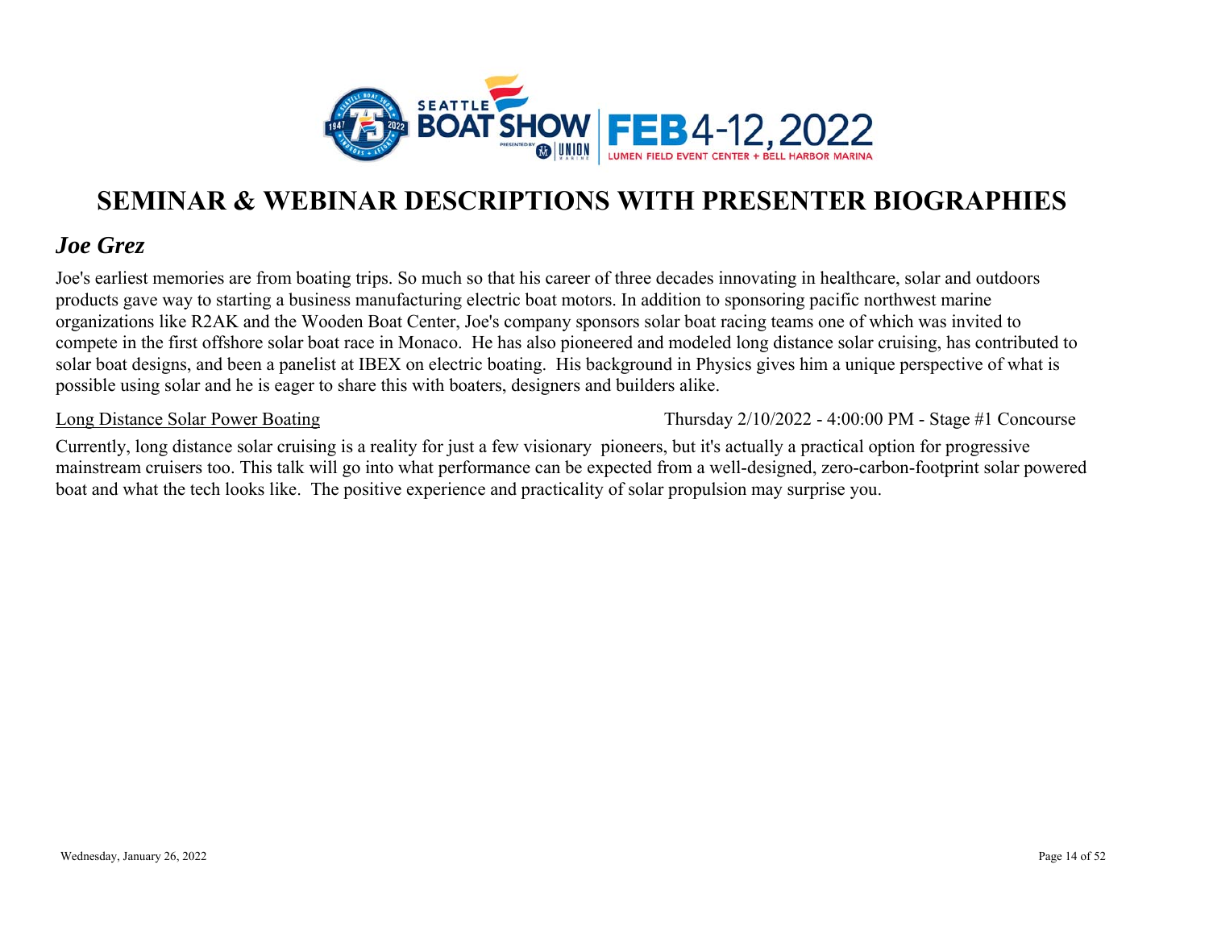# SEMINAR & WEBINAR DESCRIPTIONS WITH PRESENTER BIOGRAPHIES

## *Joe Grez*

Joe's earliest memories are from boating trips. So much so that his career of three decades innovating in healthcare, solar and outdoors products gave way to starting a business manufacturing electric boat motors. In addition to sponsoring pacific northwest marine organizations like R2AK and the Wooden Boat Center, Joe's company sponsors solar boat racing teams one of which was invited to compete in the first offshore solar boat race in Monaco. He has also pioneered and modeled long distance solar cruising, has contributed to solar boat designs, and been a panelist at IBEX on electric boating. His background in Physics gives him a unique perspective of what is possible using solar and he is eager to share this with boaters, designers and builders alike.

Long Distance Solar Power Boating — Thursday 2/10/2022 - 4:00:00 PM - Stage #1 Concourse

Currently, long distance solar cruising is a reality for just a few visionary pioneers, but it's actually a practical option for progressive mainstream cruisers too. This talk will go into what performance can be expected from a well-designed, zero-carbon-footprint solar powered boat and what the tech looks like. The positive experience and practicality of solar propulsion may surprise you.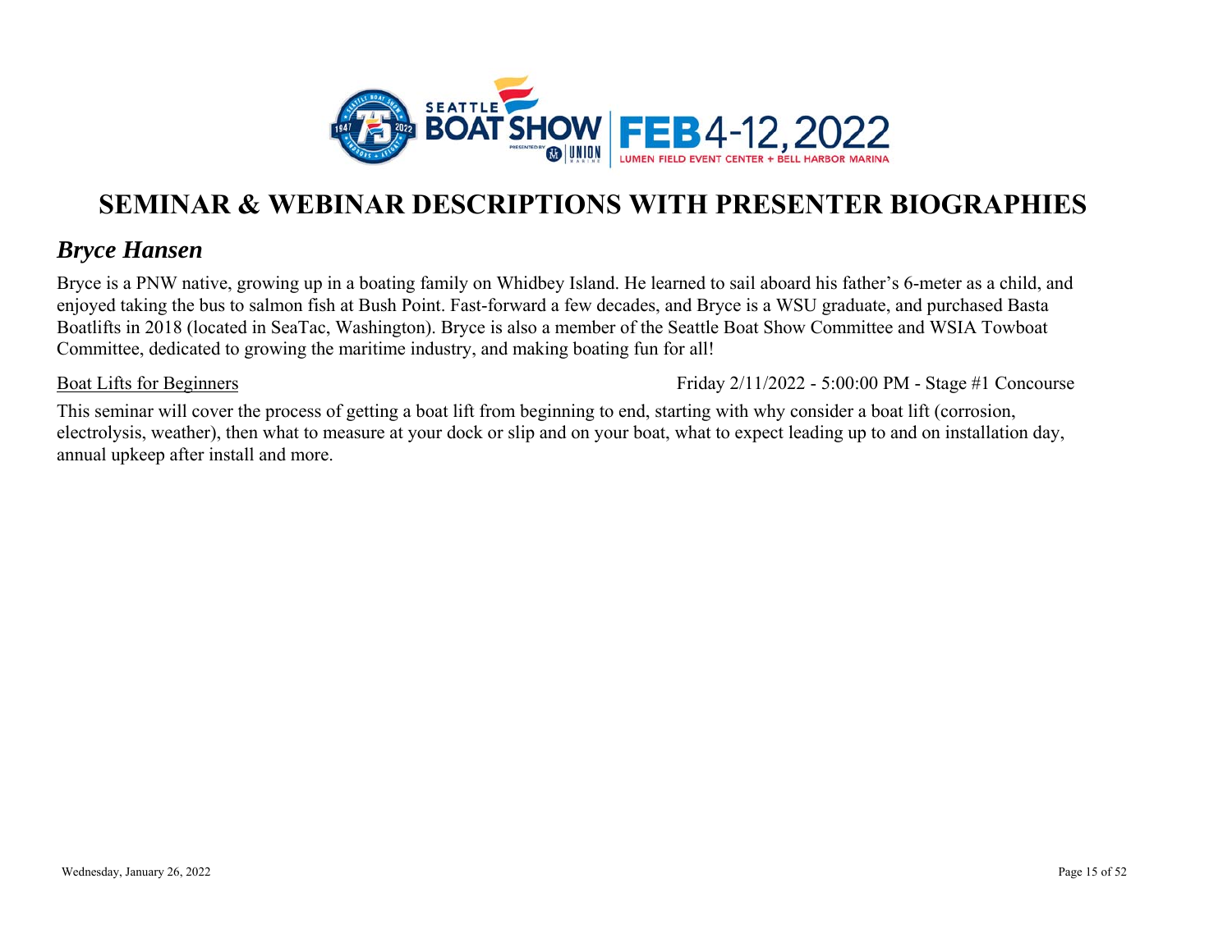# SEMINAR & WEBINAR DESCRIPTIONS WITH PRESENTER BIOGRAPHIES

## *Bryce Hansen*

Bryce is a PNW native, growing up in a boating family on Whidbey Island. He learned to sail aboard his father's 6-meter as a child, and enjoyed taking the bus to salmon fish at Bush Point. Fast-forward a few decades, and Bryce is a WSU graduate, and purchased Basta Boatlifts in 2018 (located in SeaTac, Washington). Bryce is also a member of the Seattle Boat Show Committee and WSIA Towboat Committee, dedicated to growing the maritime industry, and making boating fun for all!

Boat Lifts for Beginners — Friday 2/11/2022 - 5:00:00 PM - Stage #1 Concourse

This seminar will cover the process of getting a boat lift from beginning to end, starting with why consider a boat lift (corrosion, electrolysis, weather), then what to measure at your dock or slip and on your boat, what to expect leading up to and on installation day, annual upkeep after install and more.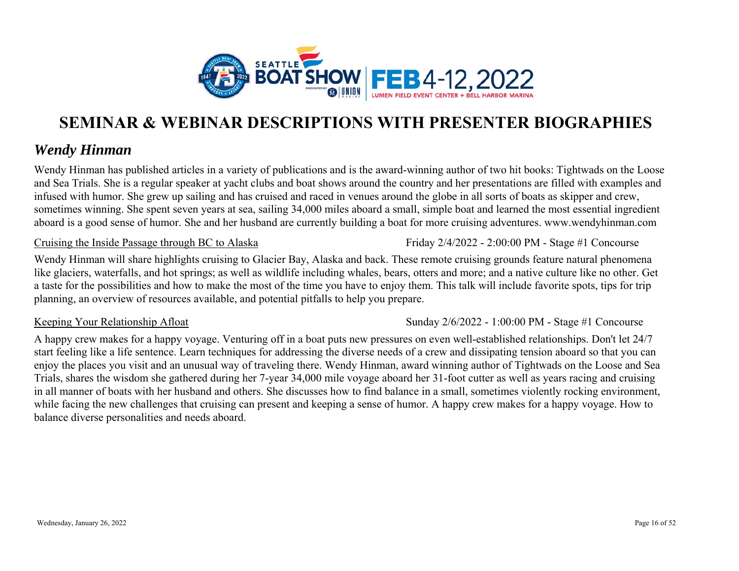# SEMINAR & WEBINAR DESCRIPTIONS WITH PRESENTER BIOGRAPHIES

## *Wendy Hinman*

Wendy Hinman has published articles in a variety of publications and is the award-winning author of two hit books: Tightwads on the Loose and Sea Trials. She is a regular speaker at yacht clubs and boat shows around the country and her presentations are filled with examples and infused with humor. She grew up sailing and has cruised and raced in venues around the globe in all sorts of boats as skipper and crew, sometimes winning. She spent seven years at sea, sailing 34,000 miles aboard a small, simple boat and learned the most essential ingredient aboard is a good sense of humor. She and her husband are currently building a boat for more cruising adventures. www.wendyhinman.com

Cruising the Inside Passage through BC to Alaska — Friday 2/4/2022 - 2:00:00 PM - Stage #1 Concourse

Wendy Hinman will share highlights cruising to Glacier Bay, Alaska and back. These remote cruising grounds feature natural phenomena like glaciers, waterfalls, and hot springs; as well as wildlife including whales, bears, otters and more; and a native culture like no other. Get a taste for the possibilities and how to make the most of the time you have to enjoy them. This talk will include favorite spots, tips for trip planning, an overview of resources available, and potential pitfalls to help you prepare.

Keeping Your Relationship Afloat — Sunday 2/6/2022 - 1:00:00 PM - Stage #1 Concourse

A happy crew makes for a happy voyage. Venturing off in a boat puts new pressures on even well-established relationships. Don't let 24/7 start feeling like a life sentence. Learn techniques for addressing the diverse needs of a crew and dissipating tension aboard so that you can enjoy the places you visit and an unusual way of traveling there. Wendy Hinman, award winning author of Tightwads on the Loose and Sea Trials, shares the wisdom she gathered during her 7-year 34,000 mile voyage aboard her 31-foot cutter as well as years racing and cruising in all manner of boats with her husband and others. She discusses how to find balance in a small, sometimes violently rocking environment, while facing the new challenges that cruising can present and keeping a sense of humor. A happy crew makes for a happy voyage. How to balance diverse personalities and needs aboard.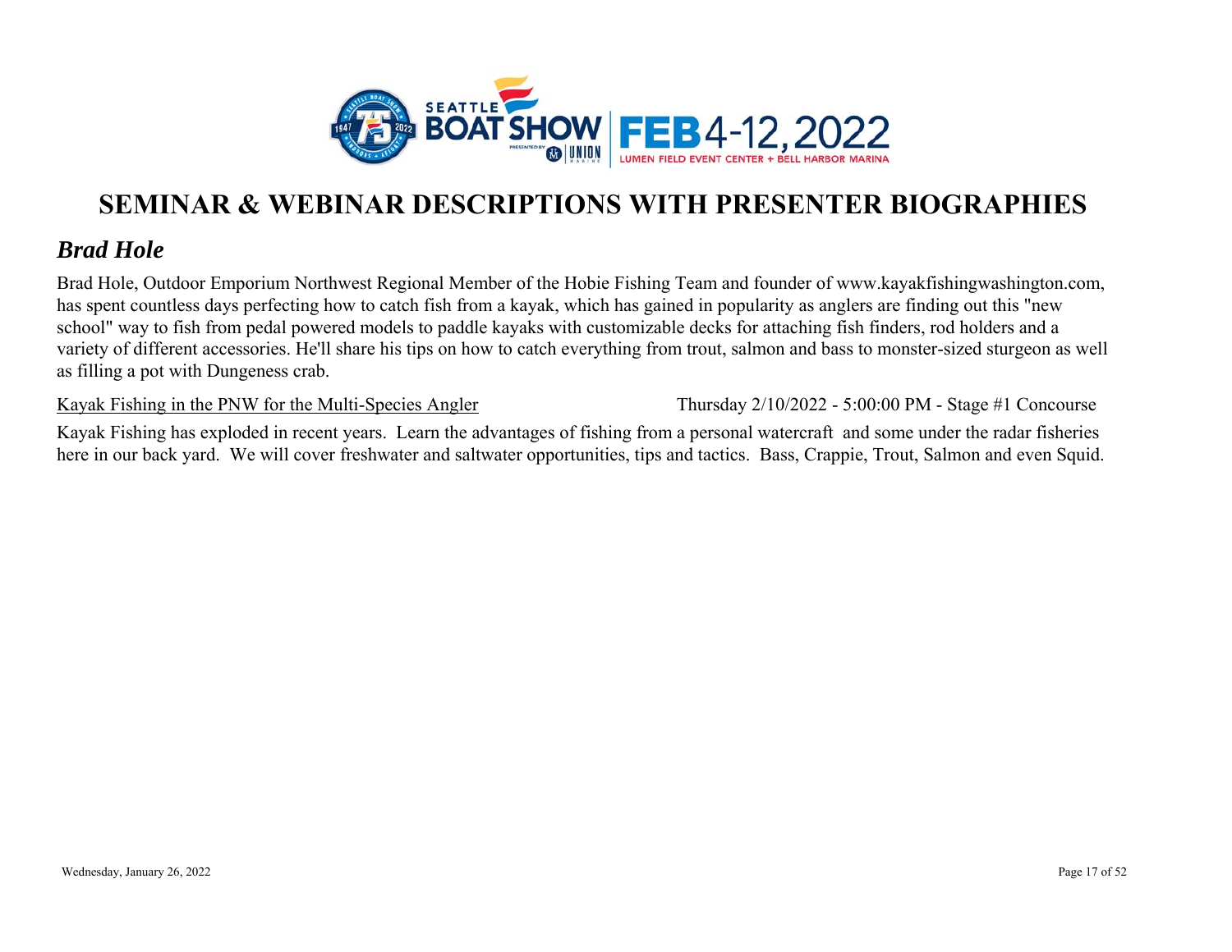# SEMINAR & WEBINAR DESCRIPTIONS WITH PRESENTER BIOGRAPHIES

## *Brad Hole*

Brad Hole, Outdoor Emporium Northwest Regional Member of the Hobie Fishing Team and founder of www.kayakfishingwashington.com, has spent countless days perfecting how to catch fish from a kayak, which has gained in popularity as anglers are finding out this "new school" way to fish from pedal powered models to paddle kayaks with customizable decks for attaching fish finders, rod holders and a variety of different accessories. He'll share his tips on how to catch everything from trout, salmon and bass to monster-sized sturgeon as well as filling a pot with Dungeness crab.

Kayak Fishing in the PNW for the Multi-Species Angler — Thursday 2/10/2022 - 5:00:00 PM - Stage #1 Concourse

Kayak Fishing has exploded in recent years. Learn the advantages of fishing from a personal watercraft and some under the radar fisheries here in our back yard. We will cover freshwater and saltwater opportunities, tips and tactics. Bass, Crappie, Trout, Salmon and even Squid.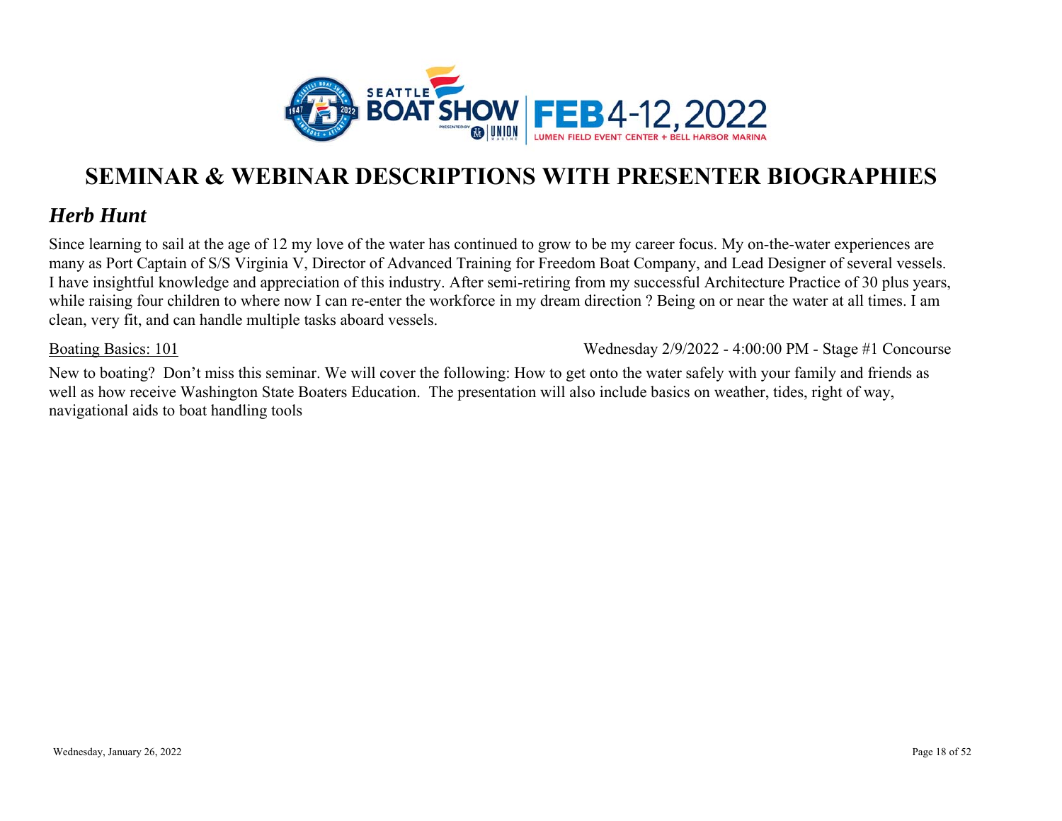# SEMINAR & WEBINAR DESCRIPTIONS WITH PRESENTER BIOGRAPHIES

## *Herb Hunt*

Since learning to sail at the age of 12 my love of the water has continued to grow to be my career focus. My on-the-water experiences are many as Port Captain of S/S Virginia V, Director of Advanced Training for Freedom Boat Company, and Lead Designer of several vessels. I have insightful knowledge and appreciation of this industry. After semi-retiring from my successful Architecture Practice of 30 plus years, while raising four children to where now I can re-enter the workforce in my dream direction ? Being on or near the water at all times. I am clean, very fit, and can handle multiple tasks aboard vessels.

<u>Boating Basics: 101</u> Wednesday 2/9/2022 - 4:00:00 PM - Stage #1 Concourse

New to boating? Don't miss this seminar. We will cover the following: How to get onto the water safely with your family and friends as well as how receive Washington State Boaters Education. The presentation will also include basics on weather, tides, right of way, navigational aids to boat handling tools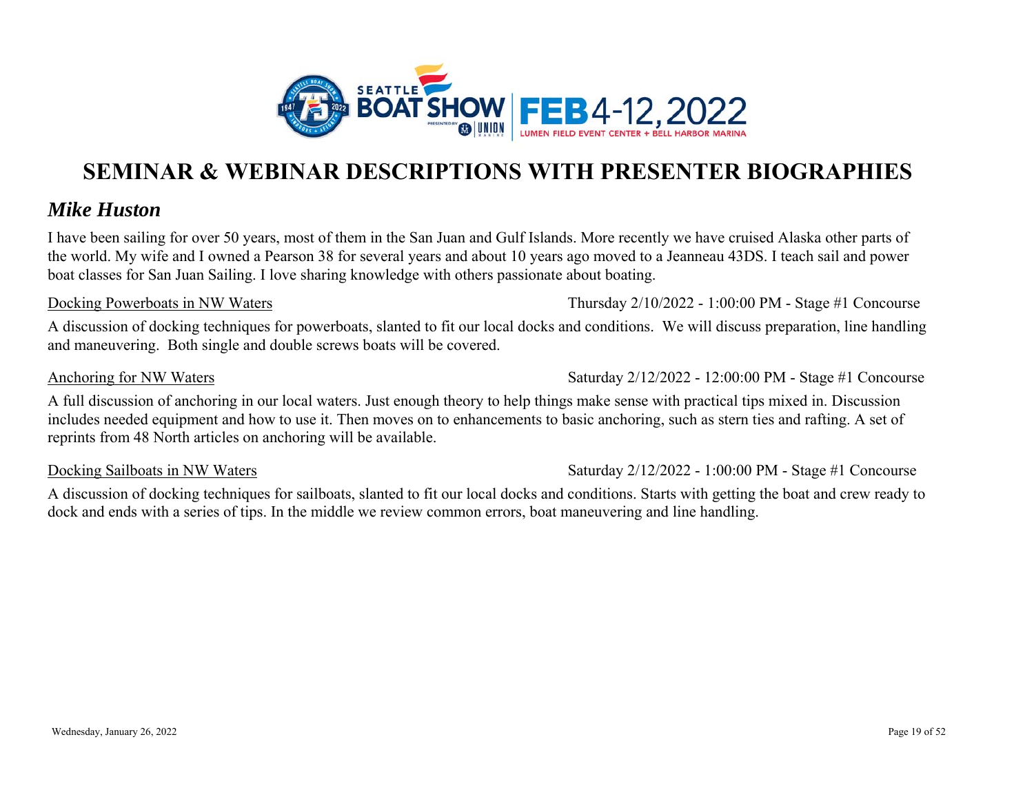# SEMINAR & WEBINAR DESCRIPTIONS WITH PRESENTER BIOGRAPHIES

## *Mike Huston*

I have been sailing for over 50 years, most of them in the San Juan and Gulf Islands. More recently we have cruised Alaska other parts of the world. My wife and I owned a Pearson 38 for several years and about 10 years ago moved to a Jeanneau 43DS. I teach sail and power boat classes for San Juan Sailing. I love sharing knowledge with others passionate about boating.

Docking Powerboats in NW Waters — Thursday 2/10/2022 - 1:00:00 PM - Stage #1 Concourse

A discussion of docking techniques for powerboats, slanted to fit our local docks and conditions. We will discuss preparation, line handling and maneuvering. Both single and double screws boats will be covered.

Anchoring for NW Waters — Saturday 2/12/2022 - 12:00:00 PM - Stage #1 Concourse

A full discussion of anchoring in our local waters. Just enough theory to help things make sense with practical tips mixed in. Discussion includes needed equipment and how to use it. Then moves on to enhancements to basic anchoring, such as stern ties and rafting. A set of reprints from 48 North articles on anchoring will be available.

Docking Sailboats in NW Waters — Saturday 2/12/2022 - 1:00:00 PM - Stage #1 Concourse

A discussion of docking techniques for sailboats, slanted to fit our local docks and conditions. Starts with getting the boat and crew ready to dock and ends with a series of tips. In the middle we review common errors, boat maneuvering and line handling.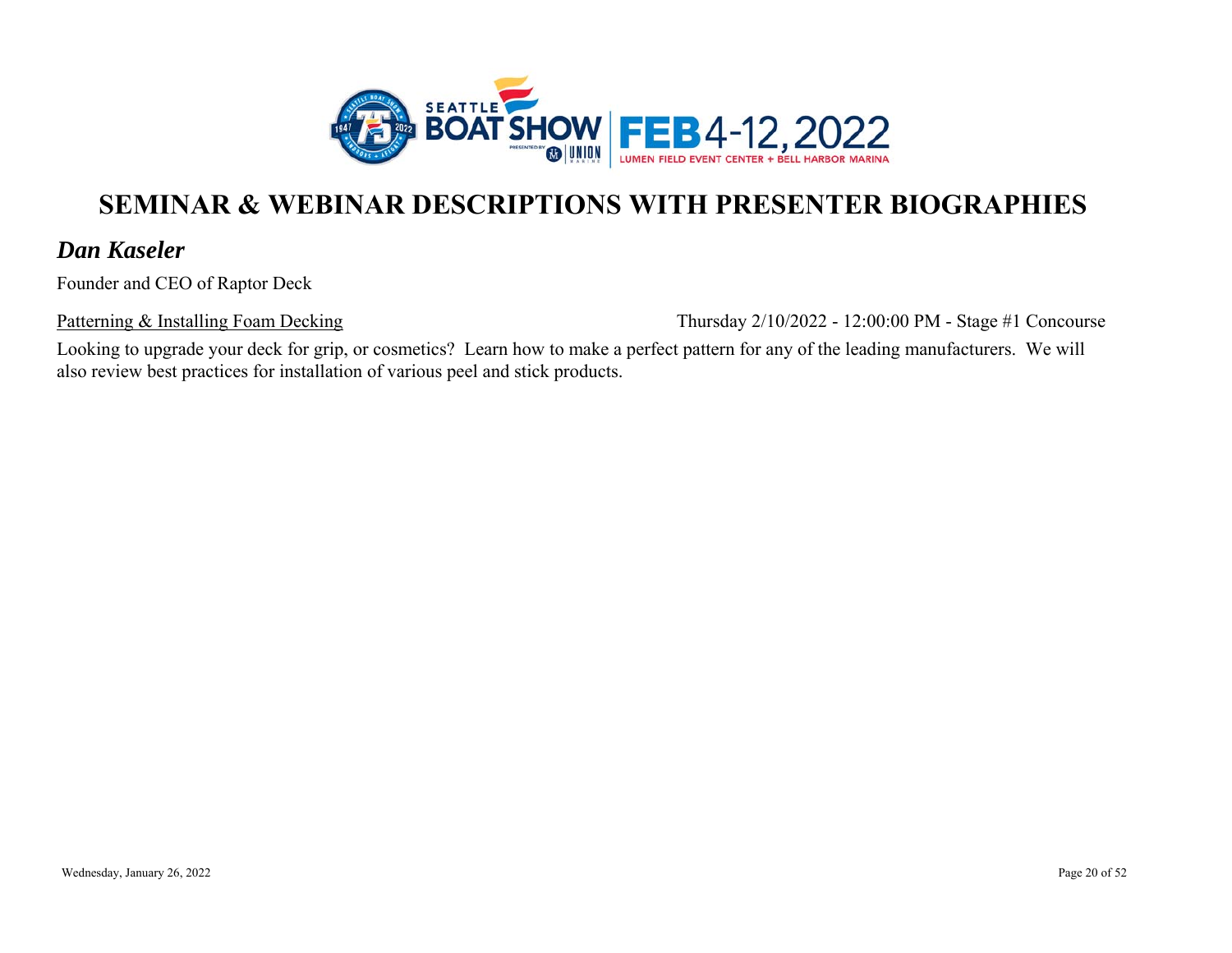# SEMINAR & WEBINAR DESCRIPTIONS WITH PRESENTER BIOGRAPHIES

## *Dan Kaseler*

Founder and CEO of Raptor Deck

Patterning & Installing Foam Decking — Thursday 2/10/2022 - 12:00:00 PM - Stage #1 Concourse

Looking to upgrade your deck for grip, or cosmetics? Learn how to make a perfect pattern for any of the leading manufacturers. We will also review best practices for installation of various peel and stick products.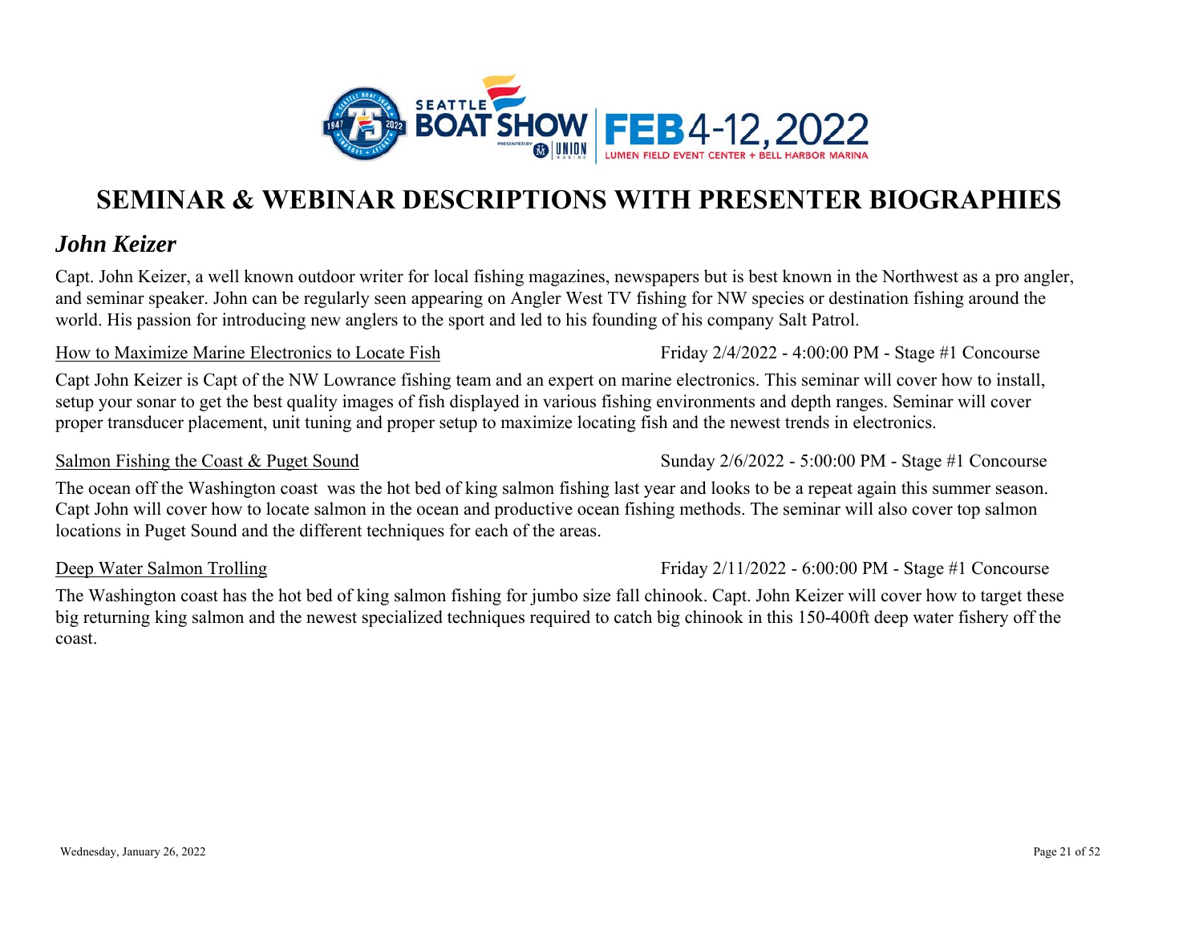# SEMINAR & WEBINAR DESCRIPTIONS WITH PRESENTER BIOGRAPHIES

## *John Keizer*

Capt. John Keizer, a well known outdoor writer for local fishing magazines, newspapers but is best known in the Northwest as a pro angler, and seminar speaker. John can be regularly seen appearing on Angler West TV fishing for NW species or destination fishing around the world. His passion for introducing new anglers to the sport and led to his founding of his company Salt Patrol.

How to Maximize Marine Electronics to Locate Fish — Friday 2/4/2022 - 4:00:00 PM - Stage #1 Concourse

Capt John Keizer is Capt of the NW Lowrance fishing team and an expert on marine electronics. This seminar will cover how to install, setup your sonar to get the best quality images of fish displayed in various fishing environments and depth ranges. Seminar will cover proper transducer placement, unit tuning and proper setup to maximize locating fish and the newest trends in electronics.

Salmon Fishing the Coast & Puget Sound — Sunday 2/6/2022 - 5:00:00 PM - Stage #1 Concourse

The ocean off the Washington coast was the hot bed of king salmon fishing last year and looks to be a repeat again this summer season. Capt John will cover how to locate salmon in the ocean and productive ocean fishing methods. The seminar will also cover top salmon locations in Puget Sound and the different techniques for each of the areas.

Deep Water Salmon Trolling — Friday 2/11/2022 - 6:00:00 PM - Stage #1 Concourse

The Washington coast has the hot bed of king salmon fishing for jumbo size fall chinook. Capt. John Keizer will cover how to target these big returning king salmon and the newest specialized techniques required to catch big chinook in this 150-400ft deep water fishery off the coast.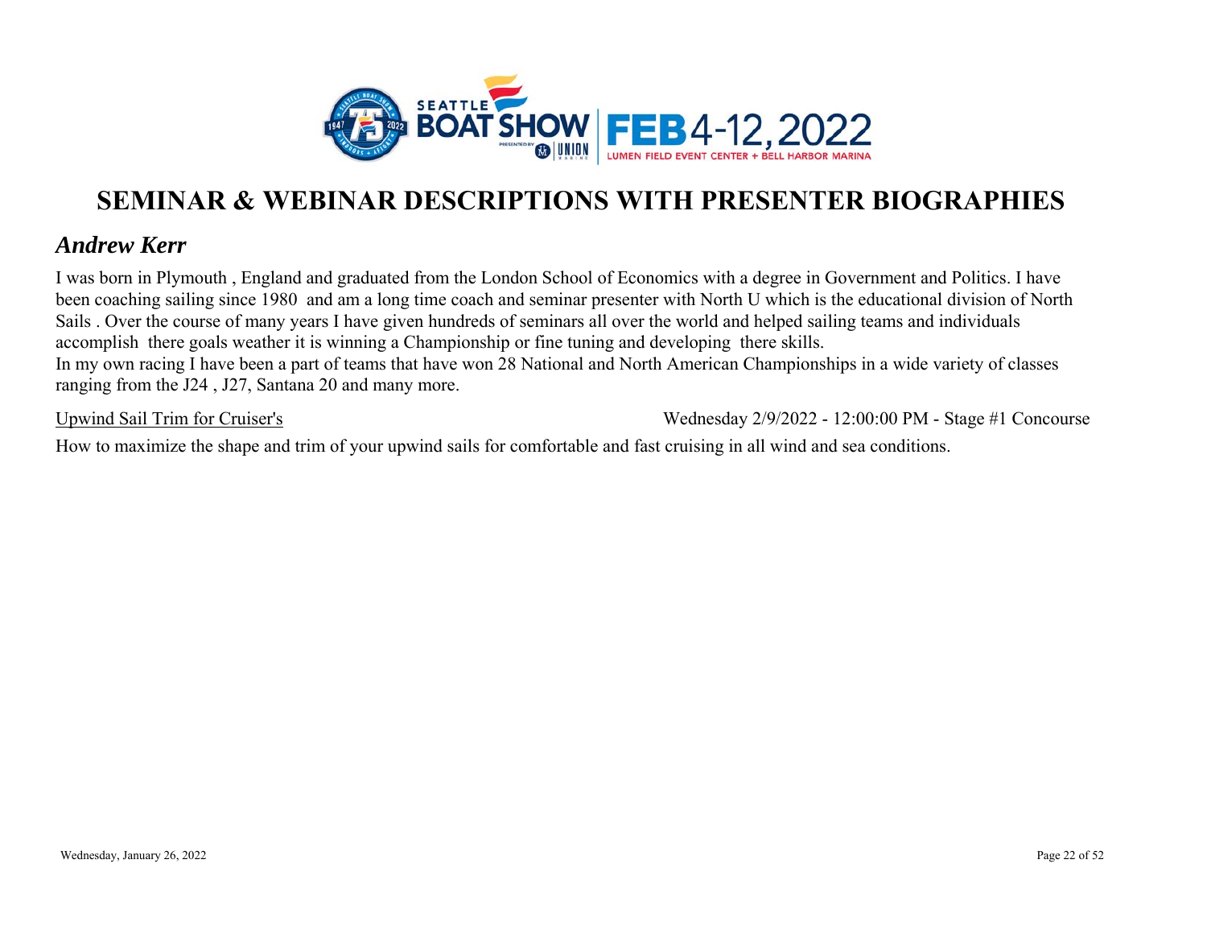# SEMINAR & WEBINAR DESCRIPTIONS WITH PRESENTER BIOGRAPHIES

## *Andrew Kerr*

I was born in Plymouth , England and graduated from the London School of Economics with a degree in Government and Politics. I have been coaching sailing since 1980 and am a long time coach and seminar presenter with North U which is the educational division of North Sails . Over the course of many years I have given hundreds of seminars all over the world and helped sailing teams and individuals accomplish there goals weather it is winning a Championship or fine tuning and developing there skills.
In my own racing I have been a part of teams that have won 28 National and North American Championships in a wide variety of classes ranging from the J24 , J27, Santana 20 and many more.

Upwind Sail Trim for Cruiser's — Wednesday 2/9/2022 - 12:00:00 PM - Stage #1 Concourse

How to maximize the shape and trim of your upwind sails for comfortable and fast cruising in all wind and sea conditions.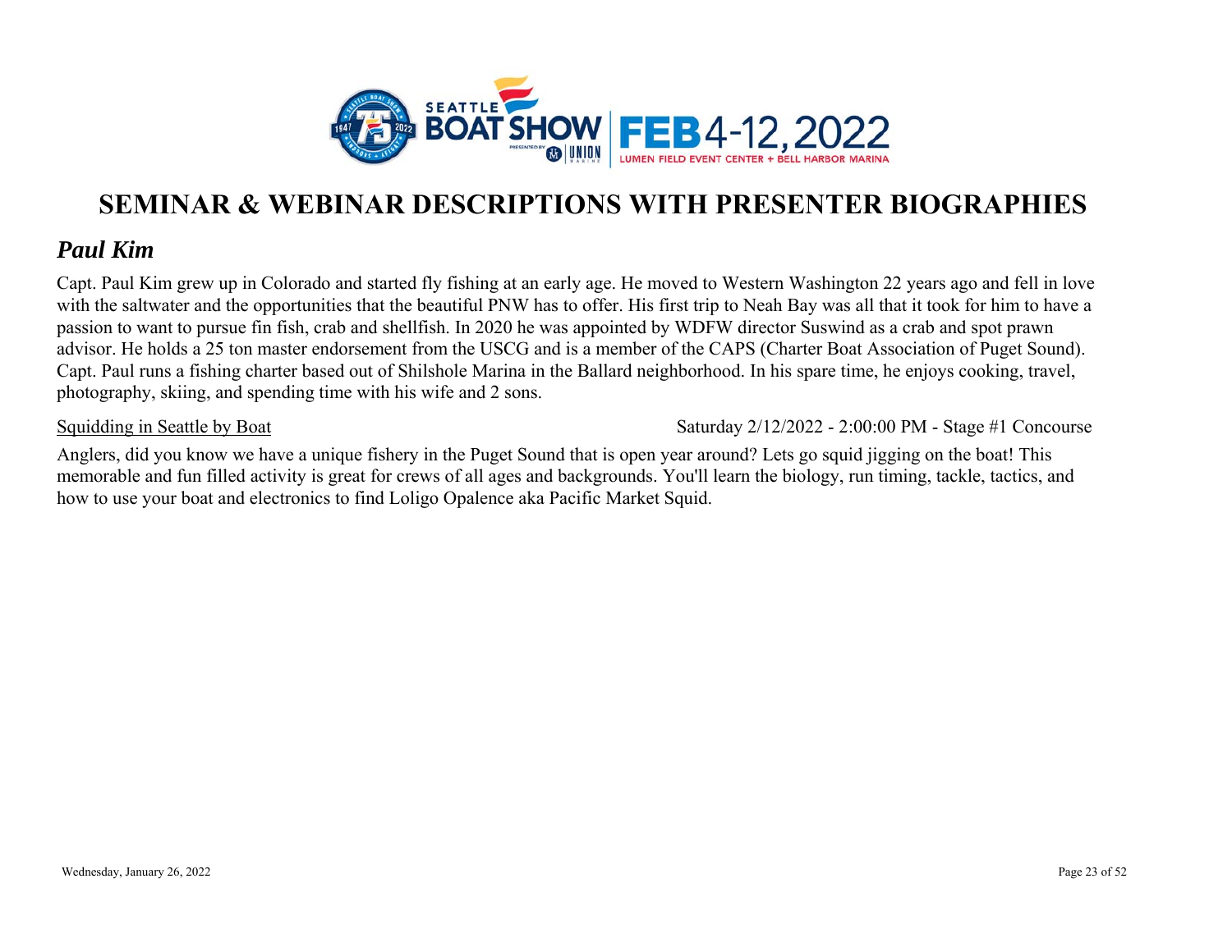# SEMINAR & WEBINAR DESCRIPTIONS WITH PRESENTER BIOGRAPHIES

## *Paul Kim*

Capt. Paul Kim grew up in Colorado and started fly fishing at an early age. He moved to Western Washington 22 years ago and fell in love with the saltwater and the opportunities that the beautiful PNW has to offer. His first trip to Neah Bay was all that it took for him to have a passion to want to pursue fin fish, crab and shellfish. In 2020 he was appointed by WDFW director Suswind as a crab and spot prawn advisor. He holds a 25 ton master endorsement from the USCG and is a member of the CAPS (Charter Boat Association of Puget Sound). Capt. Paul runs a fishing charter based out of Shilshole Marina in the Ballard neighborhood. In his spare time, he enjoys cooking, travel, photography, skiing, and spending time with his wife and 2 sons.

Squidding in Seattle by Boat — Saturday 2/12/2022 - 2:00:00 PM - Stage #1 Concourse

Anglers, did you know we have a unique fishery in the Puget Sound that is open year around? Lets go squid jigging on the boat! This memorable and fun filled activity is great for crews of all ages and backgrounds. You'll learn the biology, run timing, tackle, tactics, and how to use your boat and electronics to find Loligo Opalence aka Pacific Market Squid.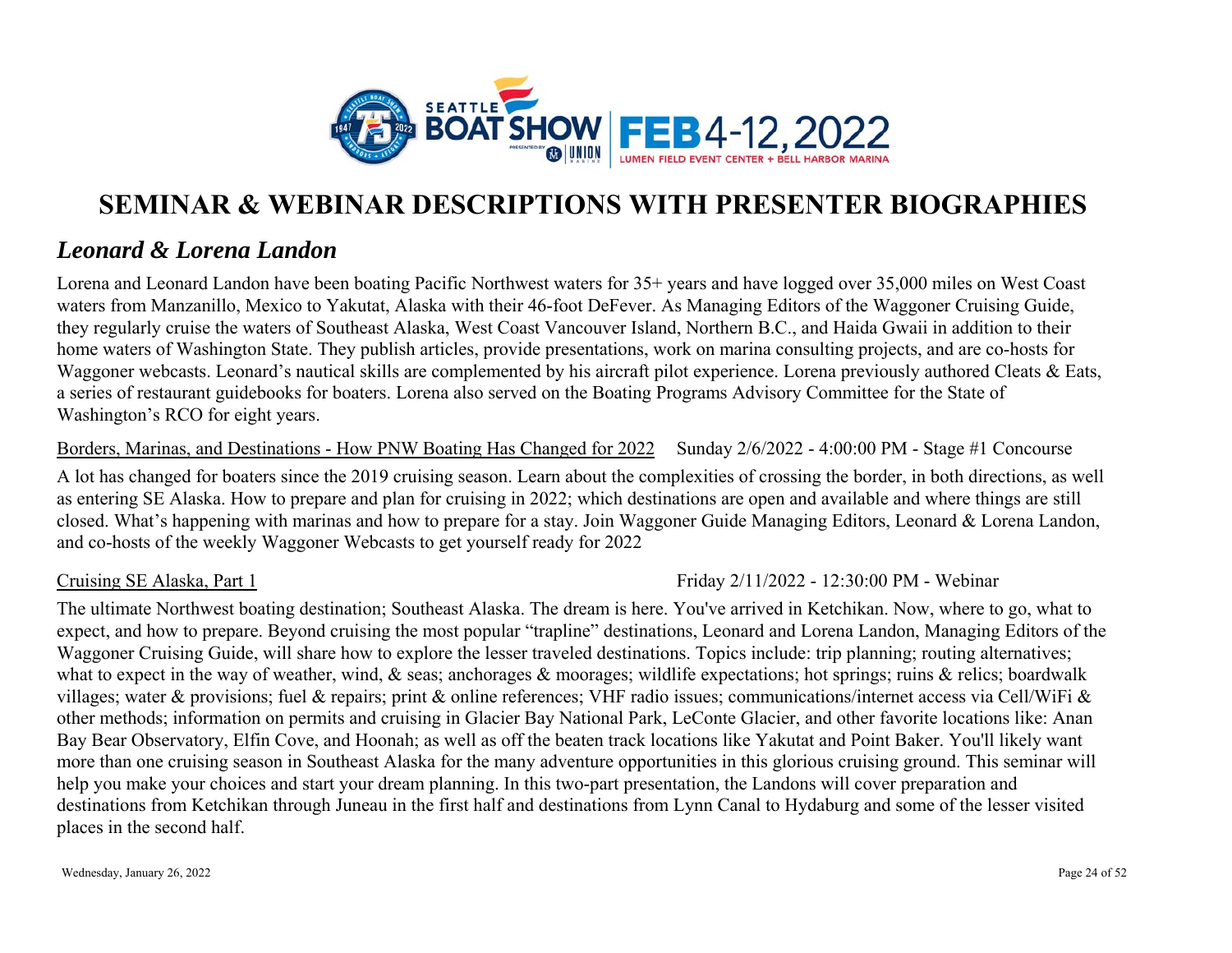# SEMINAR & WEBINAR DESCRIPTIONS WITH PRESENTER BIOGRAPHIES

## *Leonard & Lorena Landon*

Lorena and Leonard Landon have been boating Pacific Northwest waters for 35+ years and have logged over 35,000 miles on West Coast waters from Manzanillo, Mexico to Yakutat, Alaska with their 46-foot DeFever. As Managing Editors of the Waggoner Cruising Guide, they regularly cruise the waters of Southeast Alaska, West Coast Vancouver Island, Northern B.C., and Haida Gwaii in addition to their home waters of Washington State. They publish articles, provide presentations, work on marina consulting projects, and are co-hosts for Waggoner webcasts. Leonard's nautical skills are complemented by his aircraft pilot experience. Lorena previously authored Cleats & Eats, a series of restaurant guidebooks for boaters. Lorena also served on the Boating Programs Advisory Committee for the State of Washington's RCO for eight years.

<u>Borders, Marinas, and Destinations - How PNW Boating Has Changed for 2022</u> Sunday 2/6/2022 - 4:00:00 PM - Stage #1 Concourse

A lot has changed for boaters since the 2019 cruising season. Learn about the complexities of crossing the border, in both directions, as well as entering SE Alaska. How to prepare and plan for cruising in 2022; which destinations are open and available and where things are still closed. What's happening with marinas and how to prepare for a stay. Join Waggoner Guide Managing Editors, Leonard & Lorena Landon, and co-hosts of the weekly Waggoner Webcasts to get yourself ready for 2022

<u>Cruising SE Alaska, Part 1</u> Friday 2/11/2022 - 12:30:00 PM - Webinar

The ultimate Northwest boating destination; Southeast Alaska. The dream is here. You've arrived in Ketchikan. Now, where to go, what to expect, and how to prepare. Beyond cruising the most popular "trapline" destinations, Leonard and Lorena Landon, Managing Editors of the Waggoner Cruising Guide, will share how to explore the lesser traveled destinations. Topics include: trip planning; routing alternatives; what to expect in the way of weather, wind, & seas; anchorages & moorages; wildlife expectations; hot springs; ruins & relics; boardwalk villages; water & provisions; fuel & repairs; print & online references; VHF radio issues; communications/internet access via Cell/WiFi & other methods; information on permits and cruising in Glacier Bay National Park, LeConte Glacier, and other favorite locations like: Anan Bay Bear Observatory, Elfin Cove, and Hoonah; as well as off the beaten track locations like Yakutat and Point Baker. You'll likely want more than one cruising season in Southeast Alaska for the many adventure opportunities in this glorious cruising ground. This seminar will help you make your choices and start your dream planning. In this two-part presentation, the Landons will cover preparation and destinations from Ketchikan through Juneau in the first half and destinations from Lynn Canal to Hydaburg and some of the lesser visited places in the second half.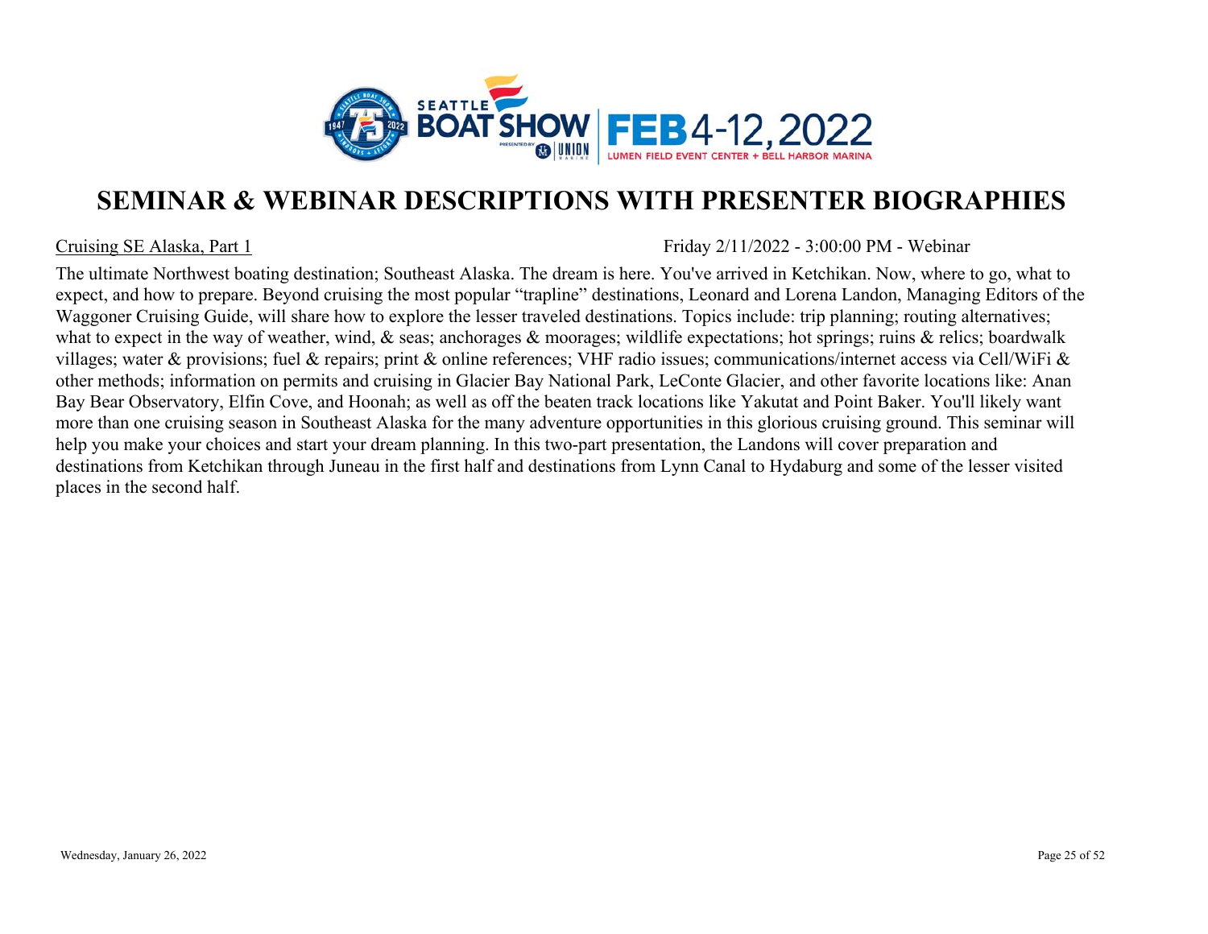# SEMINAR & WEBINAR DESCRIPTIONS WITH PRESENTER BIOGRAPHIES

Cruising SE Alaska, Part 1 — Friday 2/11/2022 - 3:00:00 PM - Webinar

The ultimate Northwest boating destination; Southeast Alaska. The dream is here. You've arrived in Ketchikan. Now, where to go, what to expect, and how to prepare. Beyond cruising the most popular "trapline" destinations, Leonard and Lorena Landon, Managing Editors of the Waggoner Cruising Guide, will share how to explore the lesser traveled destinations. Topics include: trip planning; routing alternatives; what to expect in the way of weather, wind, & seas; anchorages & moorages; wildlife expectations; hot springs; ruins & relics; boardwalk villages; water & provisions; fuel & repairs; print & online references; VHF radio issues; communications/internet access via Cell/WiFi & other methods; information on permits and cruising in Glacier Bay National Park, LeConte Glacier, and other favorite locations like: Anan Bay Bear Observatory, Elfin Cove, and Hoonah; as well as off the beaten track locations like Yakutat and Point Baker. You'll likely want more than one cruising season in Southeast Alaska for the many adventure opportunities in this glorious cruising ground. This seminar will help you make your choices and start your dream planning. In this two-part presentation, the Landons will cover preparation and destinations from Ketchikan through Juneau in the first half and destinations from Lynn Canal to Hydaburg and some of the lesser visited places in the second half.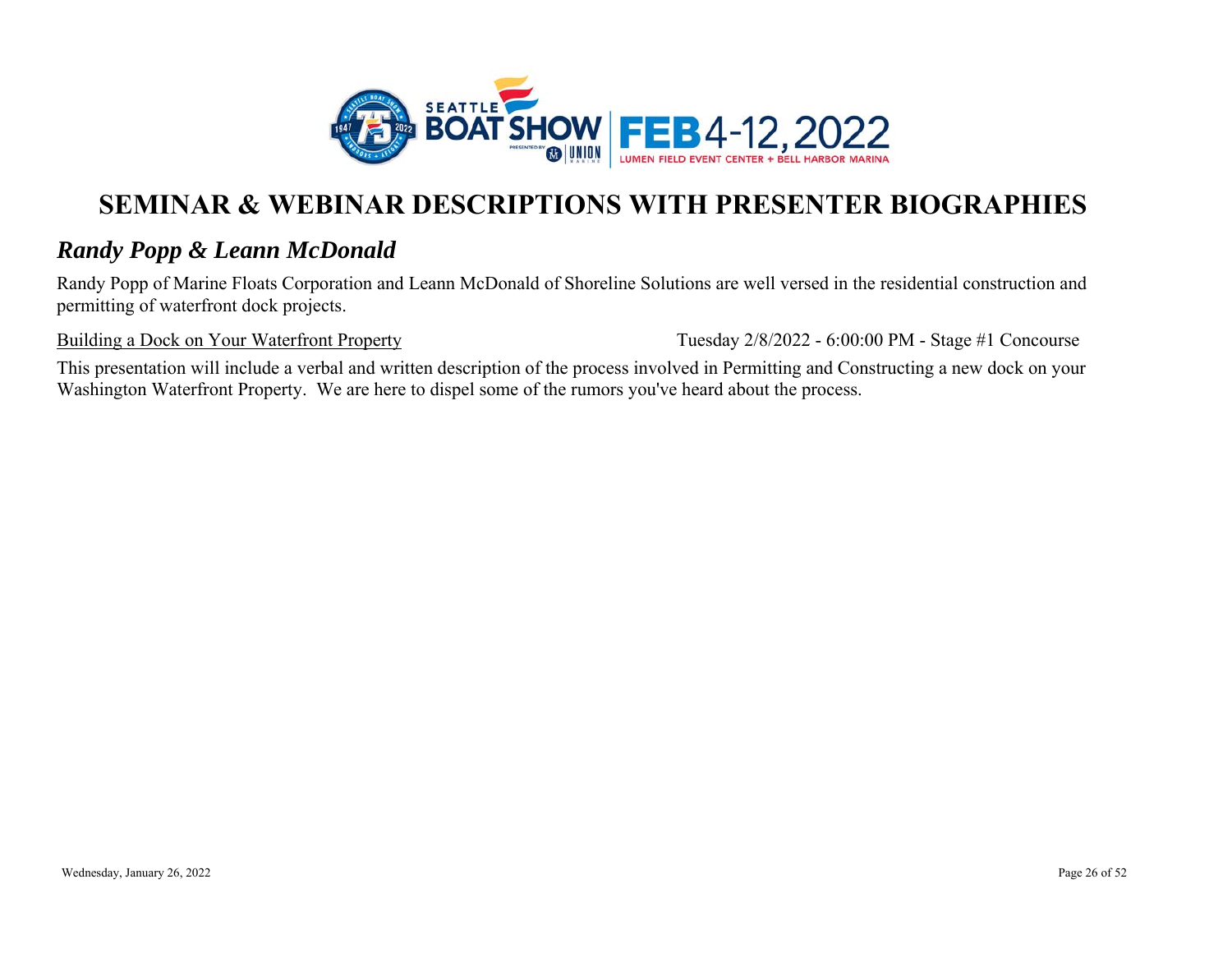# SEMINAR & WEBINAR DESCRIPTIONS WITH PRESENTER BIOGRAPHIES

## *Randy Popp & Leann McDonald*

Randy Popp of Marine Floats Corporation and Leann McDonald of Shoreline Solutions are well versed in the residential construction and permitting of waterfront dock projects.

Building a Dock on Your Waterfront Property — Tuesday 2/8/2022 - 6:00:00 PM - Stage #1 Concourse

This presentation will include a verbal and written description of the process involved in Permitting and Constructing a new dock on your Washington Waterfront Property. We are here to dispel some of the rumors you've heard about the process.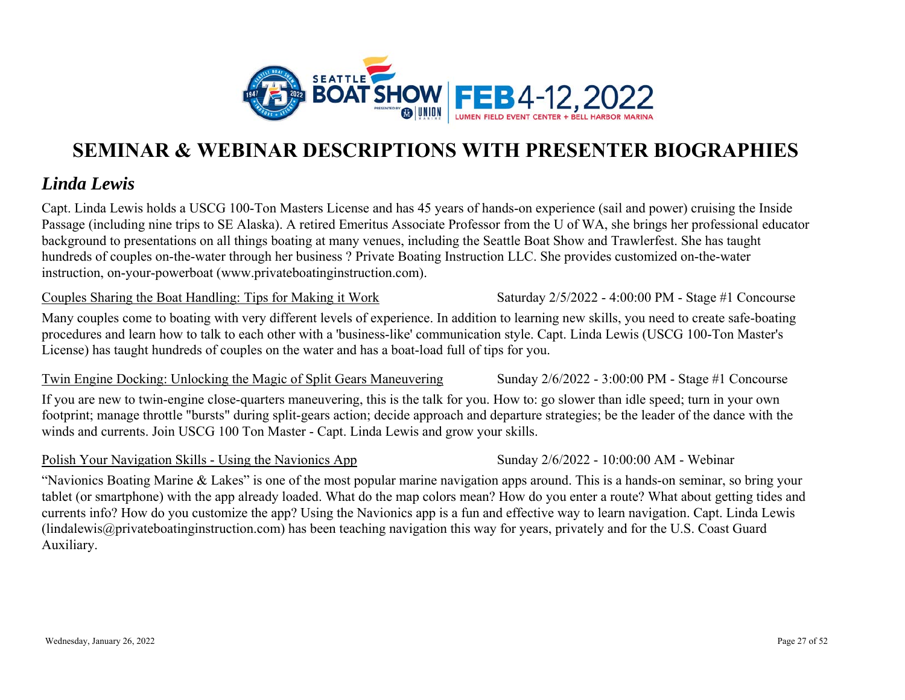# SEMINAR & WEBINAR DESCRIPTIONS WITH PRESENTER BIOGRAPHIES

## *Linda Lewis*

Capt. Linda Lewis holds a USCG 100-Ton Masters License and has 45 years of hands-on experience (sail and power) cruising the Inside Passage (including nine trips to SE Alaska). A retired Emeritus Associate Professor from the U of WA, she brings her professional educator background to presentations on all things boating at many venues, including the Seattle Boat Show and Trawlerfest. She has taught hundreds of couples on-the-water through her business ? Private Boating Instruction LLC. She provides customized on-the-water instruction, on-your-powerboat (www.privateboatinginstruction.com).

Couples Sharing the Boat Handling: Tips for Making it Work — Saturday 2/5/2022 - 4:00:00 PM - Stage #1 Concourse

Many couples come to boating with very different levels of experience. In addition to learning new skills, you need to create safe-boating procedures and learn how to talk to each other with a 'business-like' communication style. Capt. Linda Lewis (USCG 100-Ton Master's License) has taught hundreds of couples on the water and has a boat-load full of tips for you.

Twin Engine Docking: Unlocking the Magic of Split Gears Maneuvering — Sunday 2/6/2022 - 3:00:00 PM - Stage #1 Concourse

If you are new to twin-engine close-quarters maneuvering, this is the talk for you. How to: go slower than idle speed; turn in your own footprint; manage throttle "bursts" during split-gears action; decide approach and departure strategies; be the leader of the dance with the winds and currents. Join USCG 100 Ton Master - Capt. Linda Lewis and grow your skills.

Polish Your Navigation Skills - Using the Navionics App — Sunday 2/6/2022 - 10:00:00 AM - Webinar

“Navionics Boating Marine & Lakes” is one of the most popular marine navigation apps around. This is a hands-on seminar, so bring your tablet (or smartphone) with the app already loaded. What do the map colors mean? How do you enter a route? What about getting tides and currents info? How do you customize the app? Using the Navionics app is a fun and effective way to learn navigation. Capt. Linda Lewis (lindalewis@privateboatinginstruction.com) has been teaching navigation this way for years, privately and for the U.S. Coast Guard Auxiliary.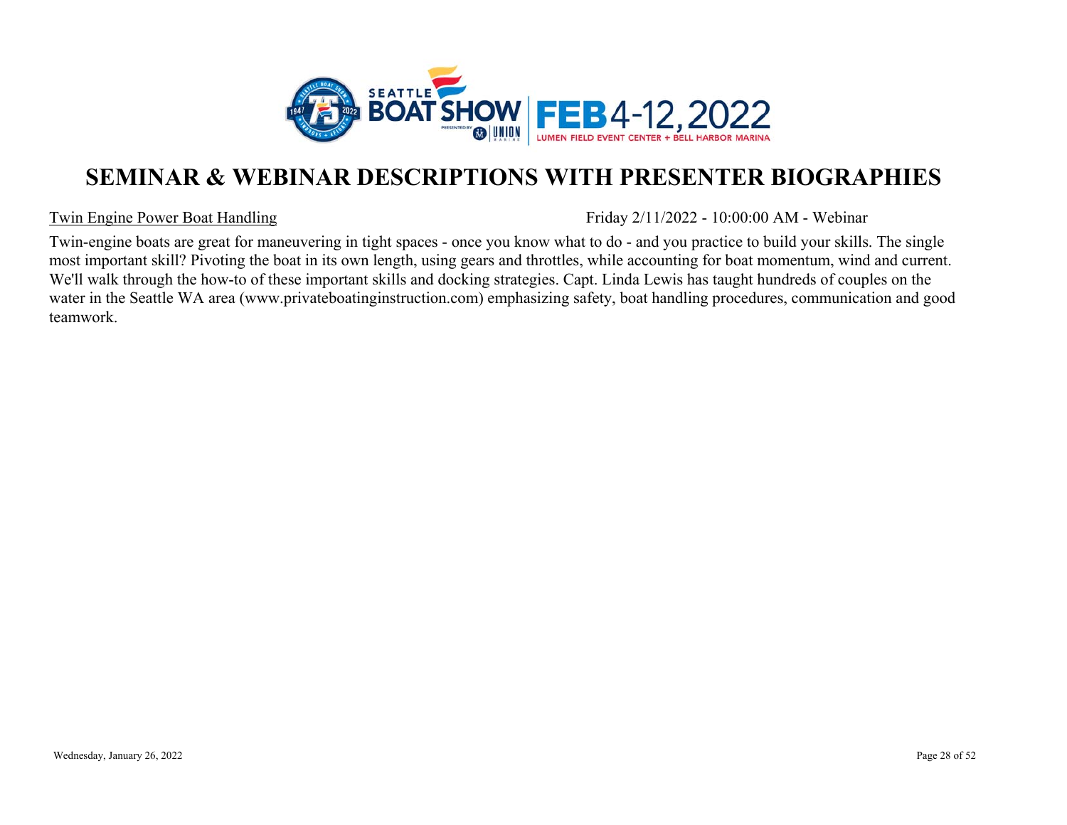# SEMINAR & WEBINAR DESCRIPTIONS WITH PRESENTER BIOGRAPHIES

Twin Engine Power Boat Handling — Friday 2/11/2022 - 10:00:00 AM - Webinar

Twin-engine boats are great for maneuvering in tight spaces - once you know what to do - and you practice to build your skills. The single most important skill? Pivoting the boat in its own length, using gears and throttles, while accounting for boat momentum, wind and current. We'll walk through the how-to of these important skills and docking strategies. Capt. Linda Lewis has taught hundreds of couples on the water in the Seattle WA area (www.privateboatinginstruction.com) emphasizing safety, boat handling procedures, communication and good teamwork.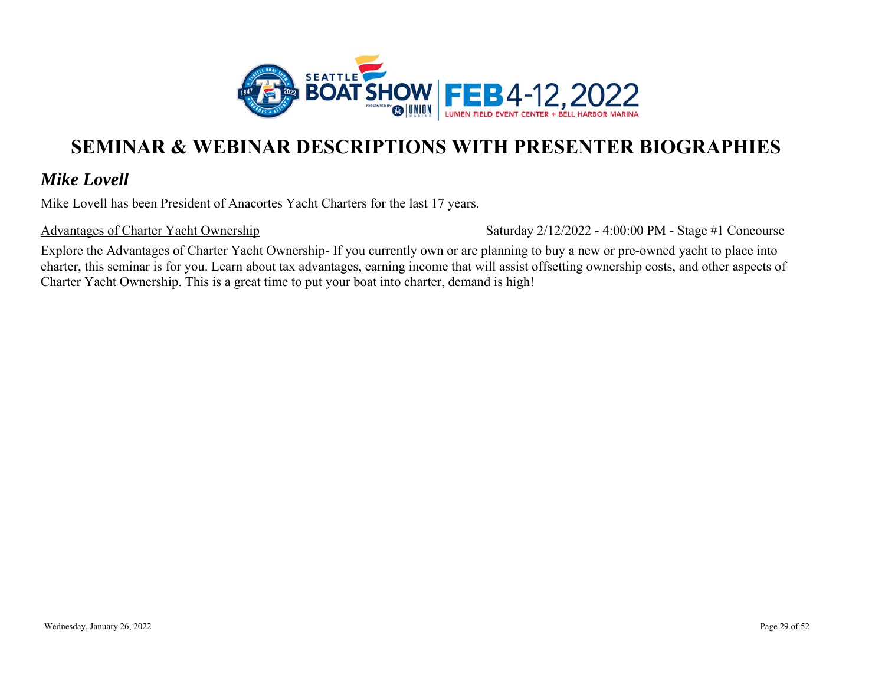# SEMINAR & WEBINAR DESCRIPTIONS WITH PRESENTER BIOGRAPHIES

## *Mike Lovell*

Mike Lovell has been President of Anacortes Yacht Charters for the last 17 years.

Advantages of Charter Yacht Ownership — Saturday 2/12/2022 - 4:00:00 PM - Stage #1 Concourse

Explore the Advantages of Charter Yacht Ownership- If you currently own or are planning to buy a new or pre-owned yacht to place into charter, this seminar is for you. Learn about tax advantages, earning income that will assist offsetting ownership costs, and other aspects of Charter Yacht Ownership. This is a great time to put your boat into charter, demand is high!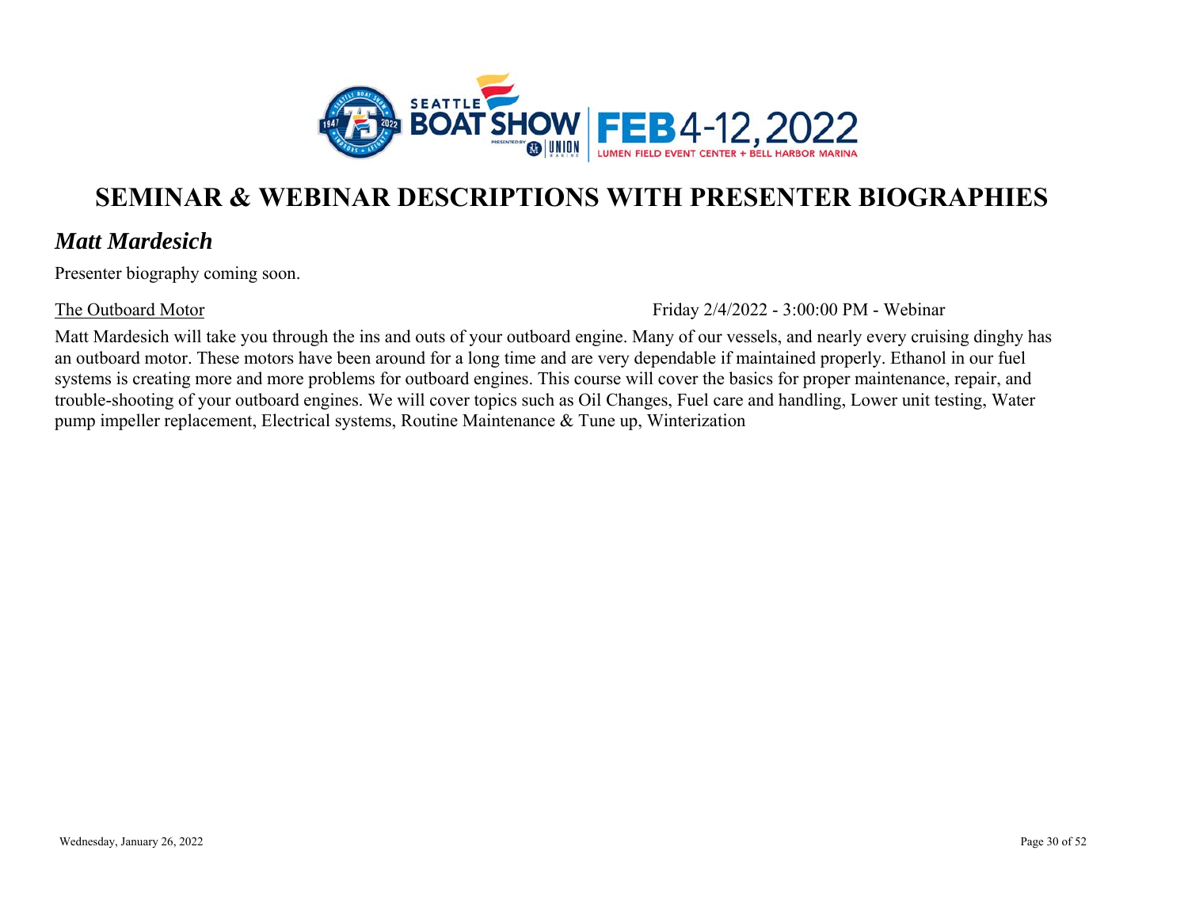# SEMINAR & WEBINAR DESCRIPTIONS WITH PRESENTER BIOGRAPHIES

## *Matt Mardesich*

Presenter biography coming soon.

The Outboard Motor — Friday 2/4/2022 - 3:00:00 PM - Webinar

Matt Mardesich will take you through the ins and outs of your outboard engine. Many of our vessels, and nearly every cruising dinghy has an outboard motor. These motors have been around for a long time and are very dependable if maintained properly. Ethanol in our fuel systems is creating more and more problems for outboard engines. This course will cover the basics for proper maintenance, repair, and trouble-shooting of your outboard engines. We will cover topics such as Oil Changes, Fuel care and handling, Lower unit testing, Water pump impeller replacement, Electrical systems, Routine Maintenance & Tune up, Winterization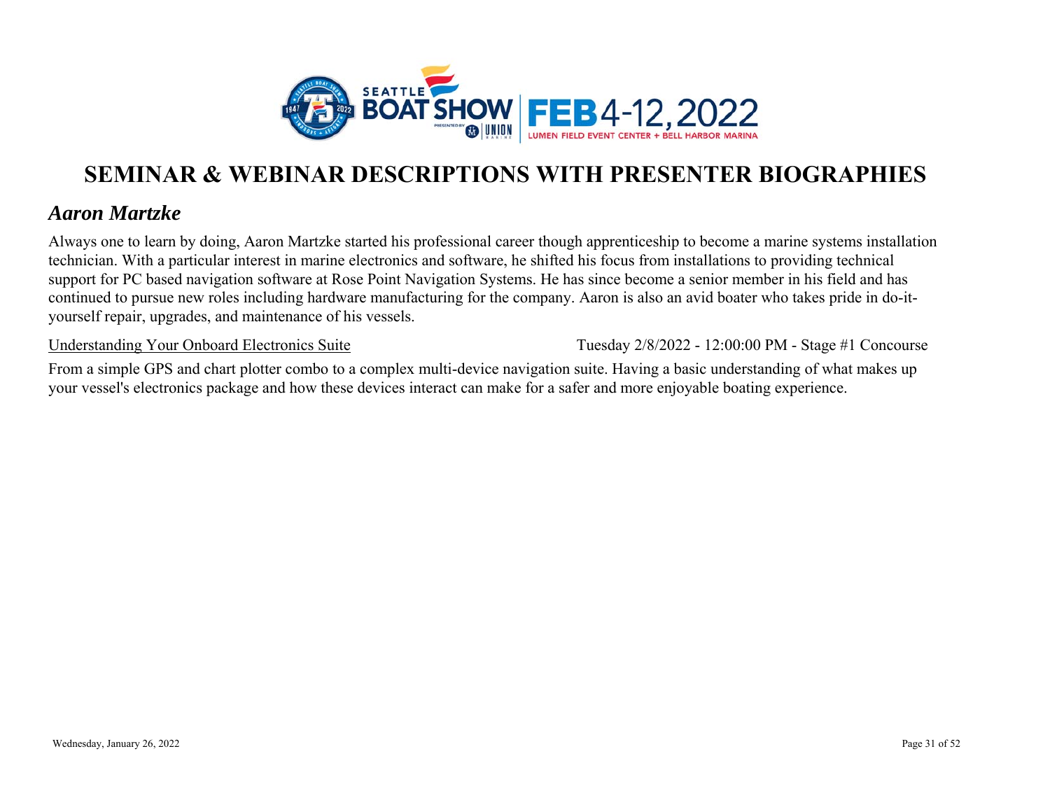# SEMINAR & WEBINAR DESCRIPTIONS WITH PRESENTER BIOGRAPHIES

## *Aaron Martzke*

Always one to learn by doing, Aaron Martzke started his professional career though apprenticeship to become a marine systems installation technician. With a particular interest in marine electronics and software, he shifted his focus from installations to providing technical support for PC based navigation software at Rose Point Navigation Systems. He has since become a senior member in his field and has continued to pursue new roles including hardware manufacturing for the company. Aaron is also an avid boater who takes pride in do-it-yourself repair, upgrades, and maintenance of his vessels.

<u>Understanding Your Onboard Electronics Suite</u> Tuesday 2/8/2022 - 12:00:00 PM - Stage #1 Concourse

From a simple GPS and chart plotter combo to a complex multi-device navigation suite. Having a basic understanding of what makes up your vessel's electronics package and how these devices interact can make for a safer and more enjoyable boating experience.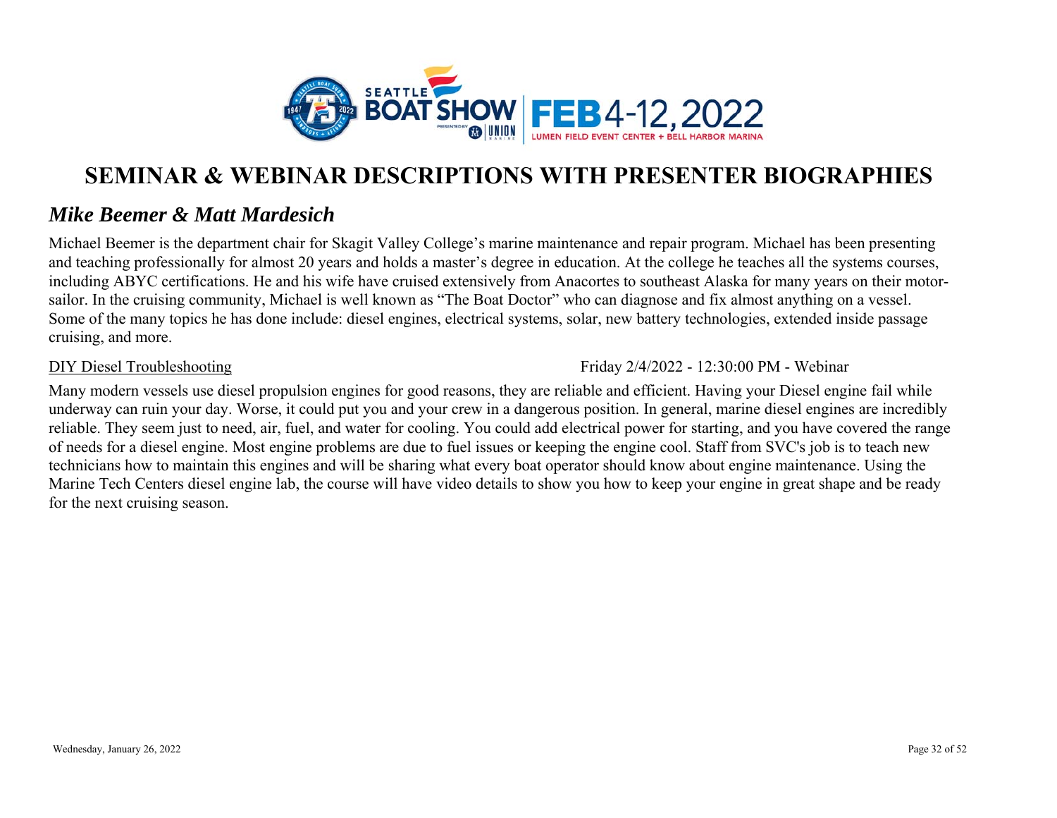# SEMINAR & WEBINAR DESCRIPTIONS WITH PRESENTER BIOGRAPHIES

## *Mike Beemer & Matt Mardesich*

Michael Beemer is the department chair for Skagit Valley College's marine maintenance and repair program. Michael has been presenting and teaching professionally for almost 20 years and holds a master's degree in education. At the college he teaches all the systems courses, including ABYC certifications. He and his wife have cruised extensively from Anacortes to southeast Alaska for many years on their motor-sailor. In the cruising community, Michael is well known as "The Boat Doctor" who can diagnose and fix almost anything on a vessel. Some of the many topics he has done include: diesel engines, electrical systems, solar, new battery technologies, extended inside passage cruising, and more.

DIY Diesel Troubleshooting — Friday 2/4/2022 - 12:30:00 PM - Webinar

Many modern vessels use diesel propulsion engines for good reasons, they are reliable and efficient. Having your Diesel engine fail while underway can ruin your day. Worse, it could put you and your crew in a dangerous position. In general, marine diesel engines are incredibly reliable. They seem just to need, air, fuel, and water for cooling. You could add electrical power for starting, and you have covered the range of needs for a diesel engine. Most engine problems are due to fuel issues or keeping the engine cool. Staff from SVC's job is to teach new technicians how to maintain this engines and will be sharing what every boat operator should know about engine maintenance. Using the Marine Tech Centers diesel engine lab, the course will have video details to show you how to keep your engine in great shape and be ready for the next cruising season.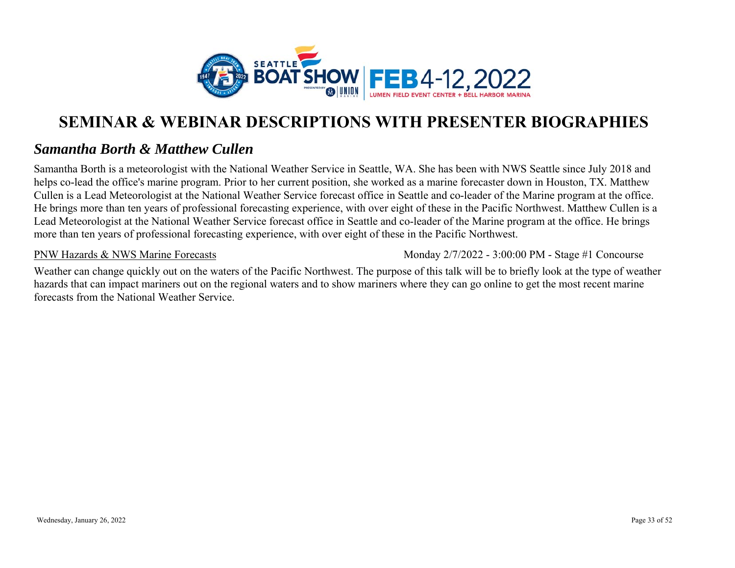# SEMINAR & WEBINAR DESCRIPTIONS WITH PRESENTER BIOGRAPHIES

## *Samantha Borth & Matthew Cullen*

Samantha Borth is a meteorologist with the National Weather Service in Seattle, WA. She has been with NWS Seattle since July 2018 and helps co-lead the office's marine program. Prior to her current position, she worked as a marine forecaster down in Houston, TX. Matthew Cullen is a Lead Meteorologist at the National Weather Service forecast office in Seattle and co-leader of the Marine program at the office. He brings more than ten years of professional forecasting experience, with over eight of these in the Pacific Northwest. Matthew Cullen is a Lead Meteorologist at the National Weather Service forecast office in Seattle and co-leader of the Marine program at the office. He brings more than ten years of professional forecasting experience, with over eight of these in the Pacific Northwest.

PNW Hazards & NWS Marine Forecasts — Monday 2/7/2022 - 3:00:00 PM - Stage #1 Concourse

Weather can change quickly out on the waters of the Pacific Northwest. The purpose of this talk will be to briefly look at the type of weather hazards that can impact mariners out on the regional waters and to show mariners where they can go online to get the most recent marine forecasts from the National Weather Service.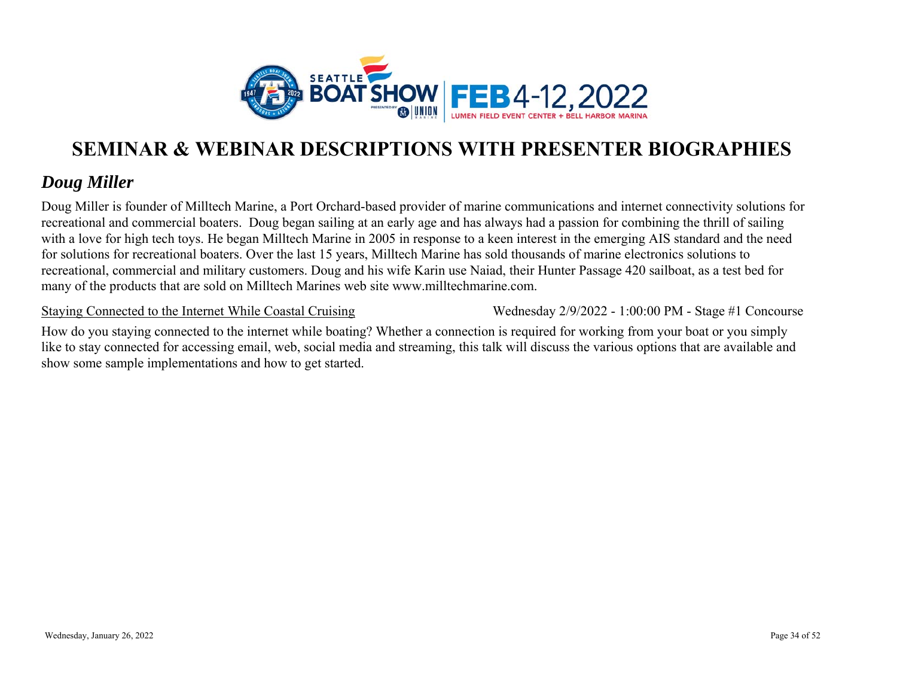# SEMINAR & WEBINAR DESCRIPTIONS WITH PRESENTER BIOGRAPHIES

## *Doug Miller*

Doug Miller is founder of Milltech Marine, a Port Orchard-based provider of marine communications and internet connectivity solutions for recreational and commercial boaters. Doug began sailing at an early age and has always had a passion for combining the thrill of sailing with a love for high tech toys. He began Milltech Marine in 2005 in response to a keen interest in the emerging AIS standard and the need for solutions for recreational boaters. Over the last 15 years, Milltech Marine has sold thousands of marine electronics solutions to recreational, commercial and military customers. Doug and his wife Karin use Naiad, their Hunter Passage 420 sailboat, as a test bed for many of the products that are sold on Milltech Marines web site www.milltechmarine.com.

Staying Connected to the Internet While Coastal Cruising — Wednesday 2/9/2022 - 1:00:00 PM - Stage #1 Concourse

How do you staying connected to the internet while boating? Whether a connection is required for working from your boat or you simply like to stay connected for accessing email, web, social media and streaming, this talk will discuss the various options that are available and show some sample implementations and how to get started.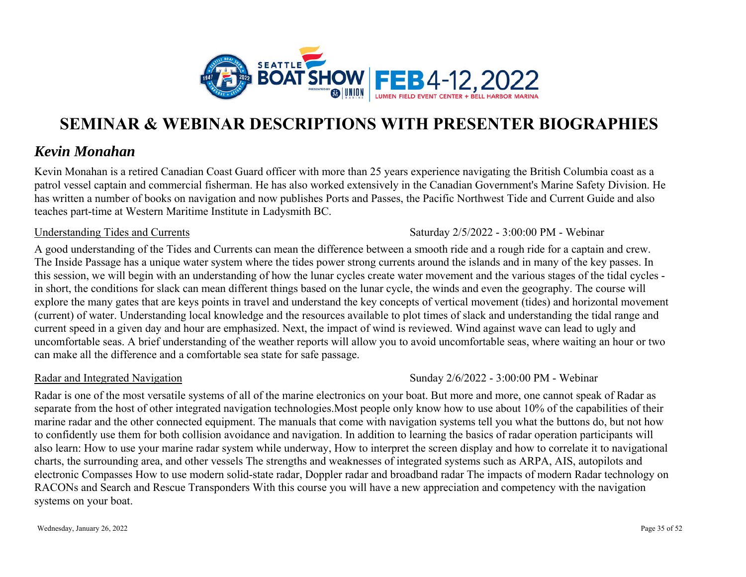# SEMINAR & WEBINAR DESCRIPTIONS WITH PRESENTER BIOGRAPHIES

## *Kevin Monahan*

Kevin Monahan is a retired Canadian Coast Guard officer with more than 25 years experience navigating the British Columbia coast as a patrol vessel captain and commercial fisherman. He has also worked extensively in the Canadian Government's Marine Safety Division. He has written a number of books on navigation and now publishes Ports and Passes, the Pacific Northwest Tide and Current Guide and also teaches part-time at Western Maritime Institute in Ladysmith BC.

<u>Understanding Tides and Currents</u> — Saturday 2/5/2022 - 3:00:00 PM - Webinar

A good understanding of the Tides and Currents can mean the difference between a smooth ride and a rough ride for a captain and crew. The Inside Passage has a unique water system where the tides power strong currents around the islands and in many of the key passes. In this session, we will begin with an understanding of how the lunar cycles create water movement and the various stages of the tidal cycles - in short, the conditions for slack can mean different things based on the lunar cycle, the winds and even the geography. The course will explore the many gates that are keys points in travel and understand the key concepts of vertical movement (tides) and horizontal movement (current) of water. Understanding local knowledge and the resources available to plot times of slack and understanding the tidal range and current speed in a given day and hour are emphasized. Next, the impact of wind is reviewed. Wind against wave can lead to ugly and uncomfortable seas. A brief understanding of the weather reports will allow you to avoid uncomfortable seas, where waiting an hour or two can make all the difference and a comfortable sea state for safe passage.

<u>Radar and Integrated Navigation</u> — Sunday 2/6/2022 - 3:00:00 PM - Webinar

Radar is one of the most versatile systems of all of the marine electronics on your boat. But more and more, one cannot speak of Radar as separate from the host of other integrated navigation technologies.Most people only know how to use about 10% of the capabilities of their marine radar and the other connected equipment. The manuals that come with navigation systems tell you what the buttons do, but not how to confidently use them for both collision avoidance and navigation. In addition to learning the basics of radar operation participants will also learn: How to use your marine radar system while underway, How to interpret the screen display and how to correlate it to navigational charts, the surrounding area, and other vessels The strengths and weaknesses of integrated systems such as ARPA, AIS, autopilots and electronic Compasses How to use modern solid-state radar, Doppler radar and broadband radar The impacts of modern Radar technology on RACONs and Search and Rescue Transponders With this course you will have a new appreciation and competency with the navigation systems on your boat.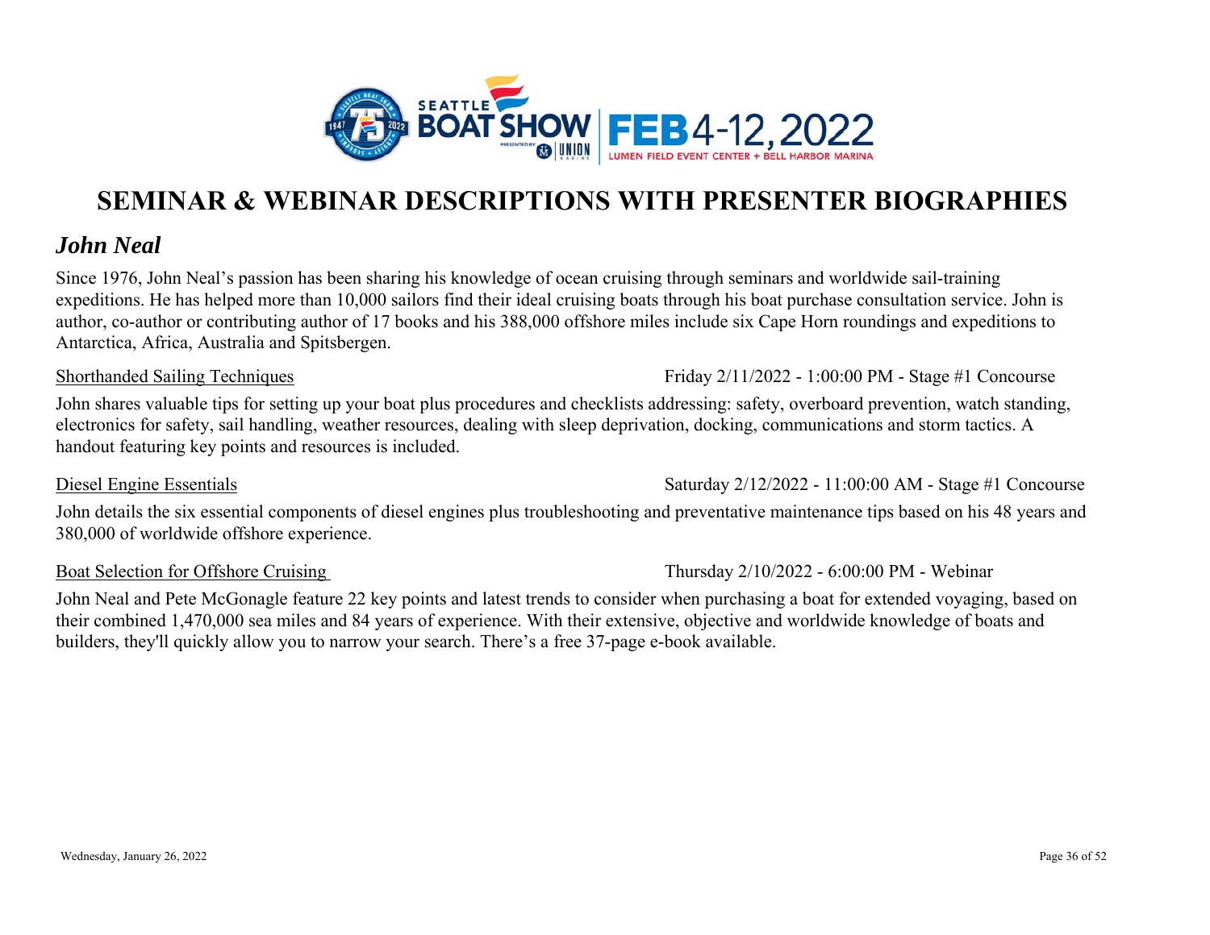# SEMINAR & WEBINAR DESCRIPTIONS WITH PRESENTER BIOGRAPHIES

## *John Neal*

Since 1976, John Neal's passion has been sharing his knowledge of ocean cruising through seminars and worldwide sail-training expeditions. He has helped more than 10,000 sailors find their ideal cruising boats through his boat purchase consultation service. John is author, co-author or contributing author of 17 books and his 388,000 offshore miles include six Cape Horn roundings and expeditions to Antarctica, Africa, Australia and Spitsbergen.

<u>Shorthanded Sailing Techniques</u> — Friday 2/11/2022 - 1:00:00 PM - Stage #1 Concourse

John shares valuable tips for setting up your boat plus procedures and checklists addressing: safety, overboard prevention, watch standing, electronics for safety, sail handling, weather resources, dealing with sleep deprivation, docking, communications and storm tactics. A handout featuring key points and resources is included.

<u>Diesel Engine Essentials</u> — Saturday 2/12/2022 - 11:00:00 AM - Stage #1 Concourse

John details the six essential components of diesel engines plus troubleshooting and preventative maintenance tips based on his 48 years and 380,000 of worldwide offshore experience.

<u>Boat Selection for Offshore Cruising</u> — Thursday 2/10/2022 - 6:00:00 PM - Webinar

John Neal and Pete McGonagle feature 22 key points and latest trends to consider when purchasing a boat for extended voyaging, based on their combined 1,470,000 sea miles and 84 years of experience. With their extensive, objective and worldwide knowledge of boats and builders, they'll quickly allow you to narrow your search. There's a free 37-page e-book available.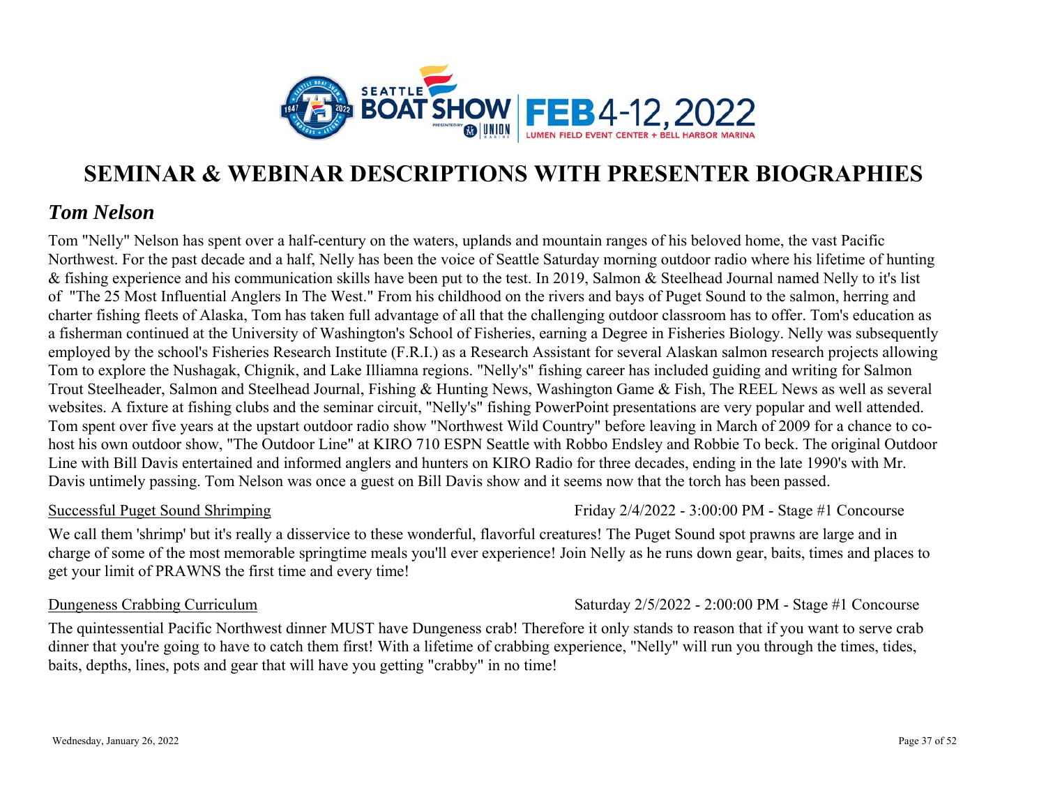# SEMINAR & WEBINAR DESCRIPTIONS WITH PRESENTER BIOGRAPHIES

## *Tom Nelson*

Tom "Nelly" Nelson has spent over a half-century on the waters, uplands and mountain ranges of his beloved home, the vast Pacific Northwest. For the past decade and a half, Nelly has been the voice of Seattle Saturday morning outdoor radio where his lifetime of hunting & fishing experience and his communication skills have been put to the test. In 2019, Salmon & Steelhead Journal named Nelly to it's list of "The 25 Most Influential Anglers In The West." From his childhood on the rivers and bays of Puget Sound to the salmon, herring and charter fishing fleets of Alaska, Tom has taken full advantage of all that the challenging outdoor classroom has to offer. Tom's education as a fisherman continued at the University of Washington's School of Fisheries, earning a Degree in Fisheries Biology. Nelly was subsequently employed by the school's Fisheries Research Institute (F.R.I.) as a Research Assistant for several Alaskan salmon research projects allowing Tom to explore the Nushagak, Chignik, and Lake Illiamna regions. "Nelly's" fishing career has included guiding and writing for Salmon Trout Steelheader, Salmon and Steelhead Journal, Fishing & Hunting News, Washington Game & Fish, The REEL News as well as several websites. A fixture at fishing clubs and the seminar circuit, "Nelly's" fishing PowerPoint presentations are very popular and well attended. Tom spent over five years at the upstart outdoor radio show "Northwest Wild Country" before leaving in March of 2009 for a chance to co-host his own outdoor show, "The Outdoor Line" at KIRO 710 ESPN Seattle with Robbo Endsley and Robbie To beck. The original Outdoor Line with Bill Davis entertained and informed anglers and hunters on KIRO Radio for three decades, ending in the late 1990's with Mr. Davis untimely passing. Tom Nelson was once a guest on Bill Davis show and it seems now that the torch has been passed.

Successful Puget Sound Shrimping — Friday 2/4/2022 - 3:00:00 PM - Stage #1 Concourse

We call them 'shrimp' but it's really a disservice to these wonderful, flavorful creatures! The Puget Sound spot prawns are large and in charge of some of the most memorable springtime meals you'll ever experience! Join Nelly as he runs down gear, baits, times and places to get your limit of PRAWNS the first time and every time!

Dungeness Crabbing Curriculum — Saturday 2/5/2022 - 2:00:00 PM - Stage #1 Concourse

The quintessential Pacific Northwest dinner MUST have Dungeness crab! Therefore it only stands to reason that if you want to serve crab dinner that you're going to have to catch them first! With a lifetime of crabbing experience, "Nelly" will run you through the times, tides, baits, depths, lines, pots and gear that will have you getting "crabby" in no time!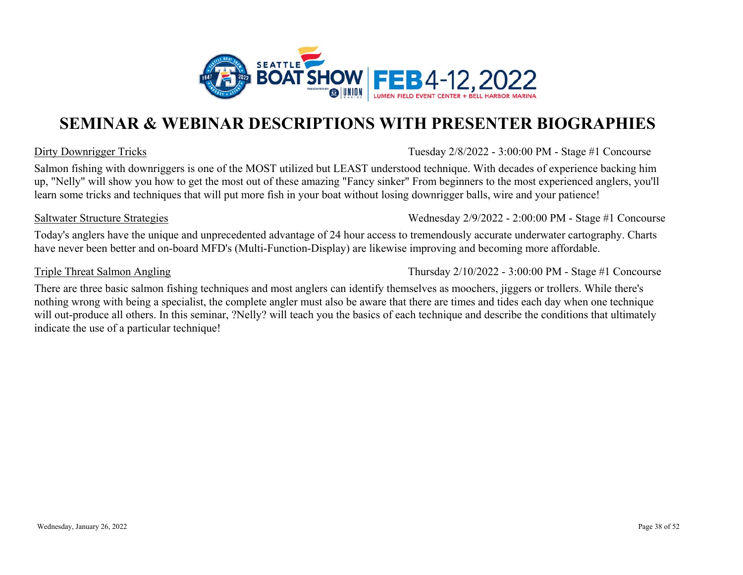# SEMINAR & WEBINAR DESCRIPTIONS WITH PRESENTER BIOGRAPHIES

Dirty Downrigger Tricks — Tuesday 2/8/2022 - 3:00:00 PM - Stage #1 Concourse

Salmon fishing with downriggers is one of the MOST utilized but LEAST understood technique. With decades of experience backing him up, "Nelly" will show you how to get the most out of these amazing "Fancy sinker" From beginners to the most experienced anglers, you'll learn some tricks and techniques that will put more fish in your boat without losing downrigger balls, wire and your patience!

Saltwater Structure Strategies — Wednesday 2/9/2022 - 2:00:00 PM - Stage #1 Concourse

Today's anglers have the unique and unprecedented advantage of 24 hour access to tremendously accurate underwater cartography. Charts have never been better and on-board MFD's (Multi-Function-Display) are likewise improving and becoming more affordable.

Triple Threat Salmon Angling — Thursday 2/10/2022 - 3:00:00 PM - Stage #1 Concourse

There are three basic salmon fishing techniques and most anglers can identify themselves as moochers, jiggers or trollers. While there's nothing wrong with being a specialist, the complete angler must also be aware that there are times and tides each day when one technique will out-produce all others. In this seminar, ?Nelly? will teach you the basics of each technique and describe the conditions that ultimately indicate the use of a particular technique!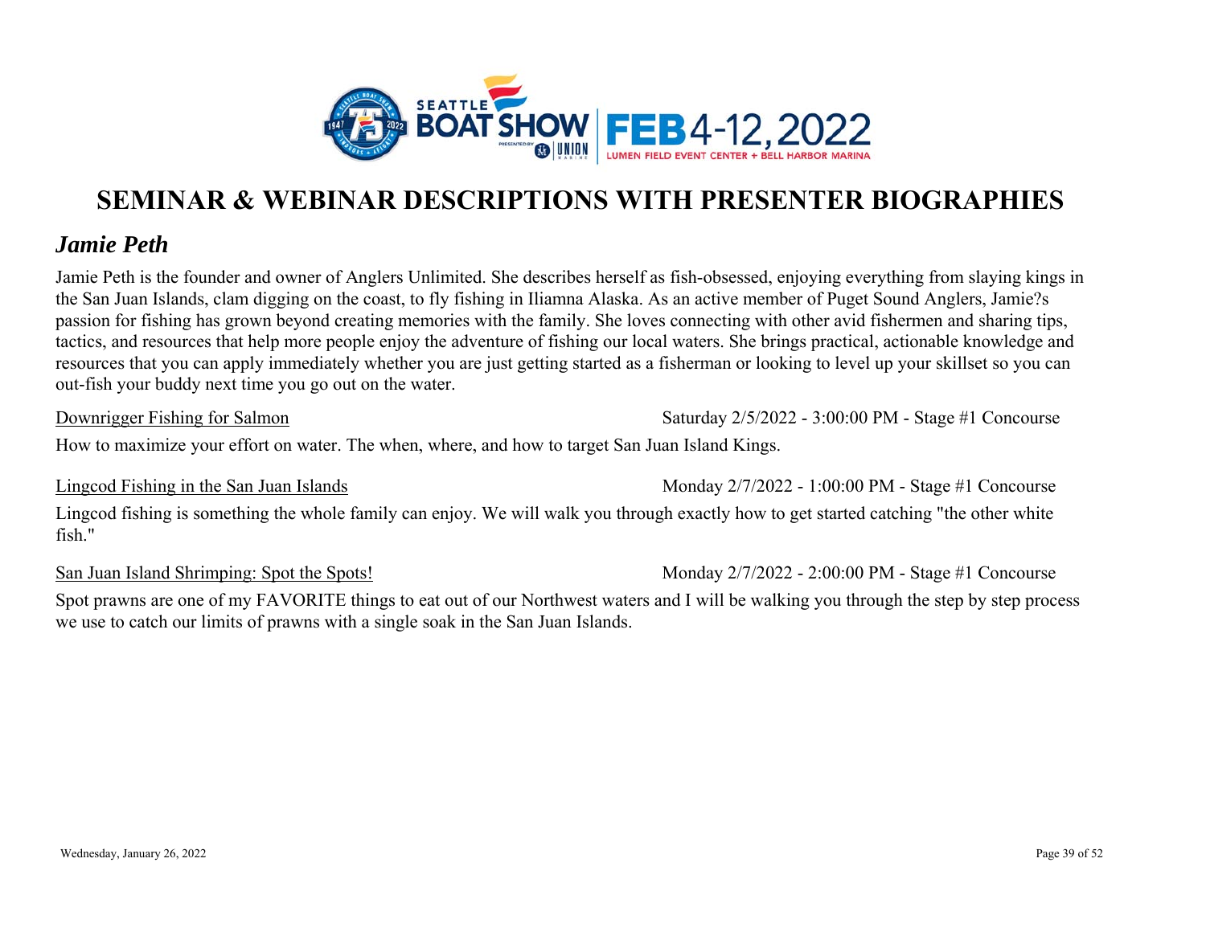# SEMINAR & WEBINAR DESCRIPTIONS WITH PRESENTER BIOGRAPHIES

## *Jamie Peth*

Jamie Peth is the founder and owner of Anglers Unlimited. She describes herself as fish-obsessed, enjoying everything from slaying kings in the San Juan Islands, clam digging on the coast, to fly fishing in Iliamna Alaska. As an active member of Puget Sound Anglers, Jamie?s passion for fishing has grown beyond creating memories with the family. She loves connecting with other avid fishermen and sharing tips, tactics, and resources that help more people enjoy the adventure of fishing our local waters. She brings practical, actionable knowledge and resources that you can apply immediately whether you are just getting started as a fisherman or looking to level up your skillset so you can out-fish your buddy next time you go out on the water.

Downrigger Fishing for Salmon — Saturday 2/5/2022 - 3:00:00 PM - Stage #1 Concourse

How to maximize your effort on water. The when, where, and how to target San Juan Island Kings.

Lingcod Fishing in the San Juan Islands — Monday 2/7/2022 - 1:00:00 PM - Stage #1 Concourse

Lingcod fishing is something the whole family can enjoy. We will walk you through exactly how to get started catching "the other white fish."

San Juan Island Shrimping: Spot the Spots! — Monday 2/7/2022 - 2:00:00 PM - Stage #1 Concourse

Spot prawns are one of my FAVORITE things to eat out of our Northwest waters and I will be walking you through the step by step process we use to catch our limits of prawns with a single soak in the San Juan Islands.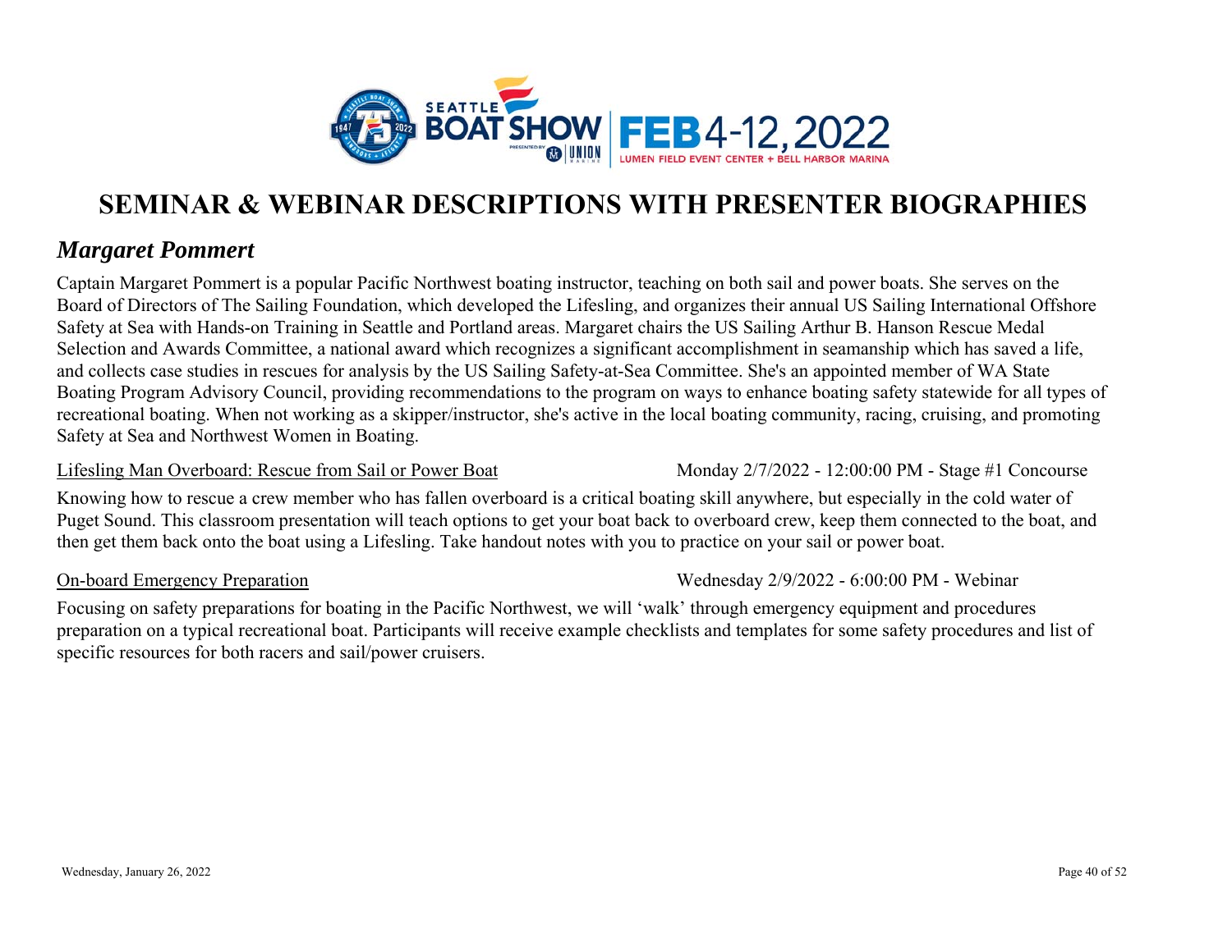# SEMINAR & WEBINAR DESCRIPTIONS WITH PRESENTER BIOGRAPHIES

## *Margaret Pommert*

Captain Margaret Pommert is a popular Pacific Northwest boating instructor, teaching on both sail and power boats. She serves on the Board of Directors of The Sailing Foundation, which developed the Lifesling, and organizes their annual US Sailing International Offshore Safety at Sea with Hands-on Training in Seattle and Portland areas. Margaret chairs the US Sailing Arthur B. Hanson Rescue Medal Selection and Awards Committee, a national award which recognizes a significant accomplishment in seamanship which has saved a life, and collects case studies in rescues for analysis by the US Sailing Safety-at-Sea Committee. She's an appointed member of WA State Boating Program Advisory Council, providing recommendations to the program on ways to enhance boating safety statewide for all types of recreational boating. When not working as a skipper/instructor, she's active in the local boating community, racing, cruising, and promoting Safety at Sea and Northwest Women in Boating.

<u>Lifesling Man Overboard: Rescue from Sail or Power Boat</u> — Monday 2/7/2022 - 12:00:00 PM - Stage #1 Concourse

Knowing how to rescue a crew member who has fallen overboard is a critical boating skill anywhere, but especially in the cold water of Puget Sound. This classroom presentation will teach options to get your boat back to overboard crew, keep them connected to the boat, and then get them back onto the boat using a Lifesling. Take handout notes with you to practice on your sail or power boat.

<u>On-board Emergency Preparation</u> — Wednesday 2/9/2022 - 6:00:00 PM - Webinar

Focusing on safety preparations for boating in the Pacific Northwest, we will 'walk' through emergency equipment and procedures preparation on a typical recreational boat. Participants will receive example checklists and templates for some safety procedures and list of specific resources for both racers and sail/power cruisers.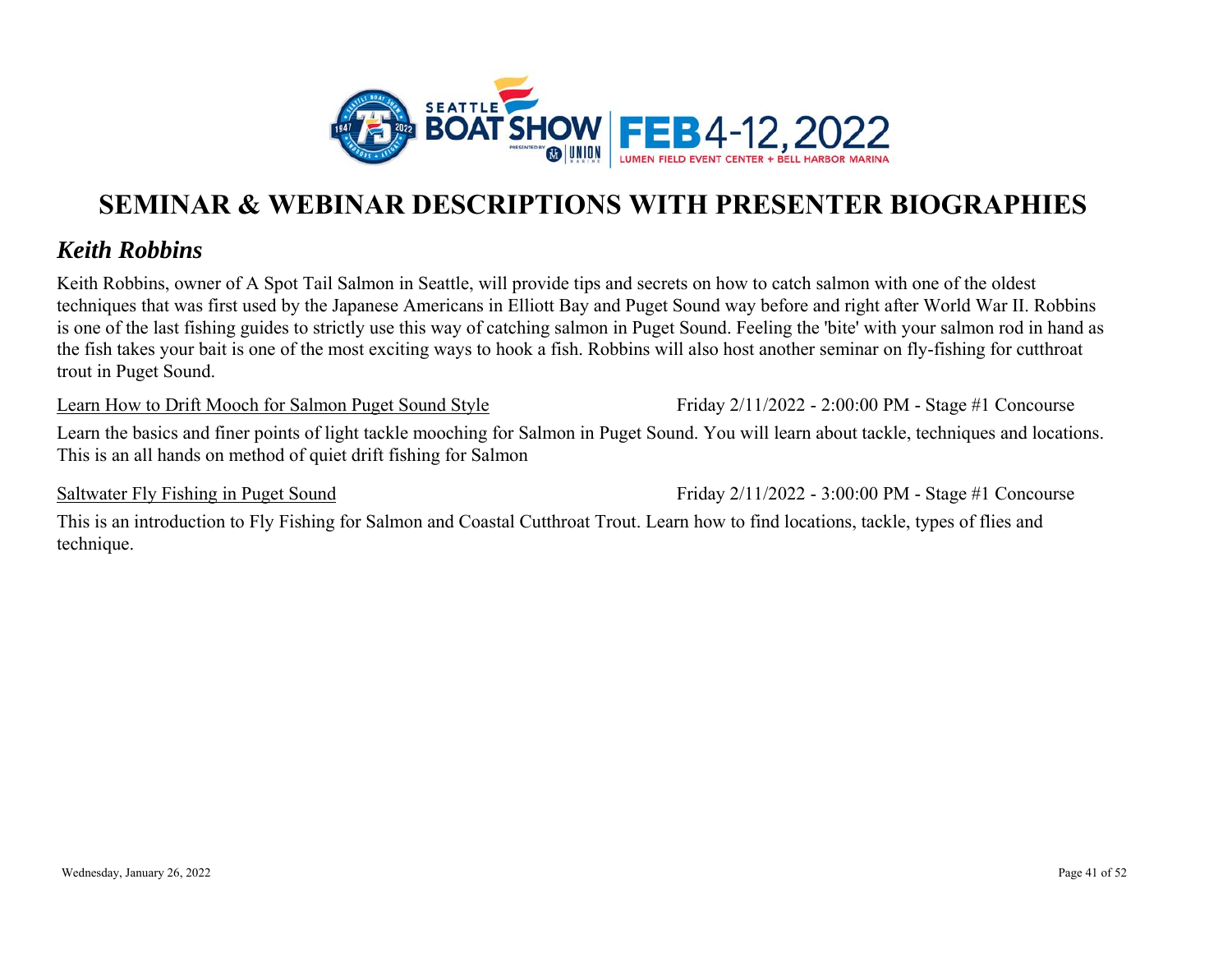# SEMINAR & WEBINAR DESCRIPTIONS WITH PRESENTER BIOGRAPHIES

## *Keith Robbins*

Keith Robbins, owner of A Spot Tail Salmon in Seattle, will provide tips and secrets on how to catch salmon with one of the oldest techniques that was first used by the Japanese Americans in Elliott Bay and Puget Sound way before and right after World War II. Robbins is one of the last fishing guides to strictly use this way of catching salmon in Puget Sound. Feeling the 'bite' with your salmon rod in hand as the fish takes your bait is one of the most exciting ways to hook a fish. Robbins will also host another seminar on fly-fishing for cutthroat trout in Puget Sound.

<u>Learn How to Drift Mooch for Salmon Puget Sound Style</u> — Friday 2/11/2022 - 2:00:00 PM - Stage #1 Concourse

Learn the basics and finer points of light tackle mooching for Salmon in Puget Sound. You will learn about tackle, techniques and locations. This is an all hands on method of quiet drift fishing for Salmon

<u>Saltwater Fly Fishing in Puget Sound</u> — Friday 2/11/2022 - 3:00:00 PM - Stage #1 Concourse

This is an introduction to Fly Fishing for Salmon and Coastal Cutthroat Trout. Learn how to find locations, tackle, types of flies and technique.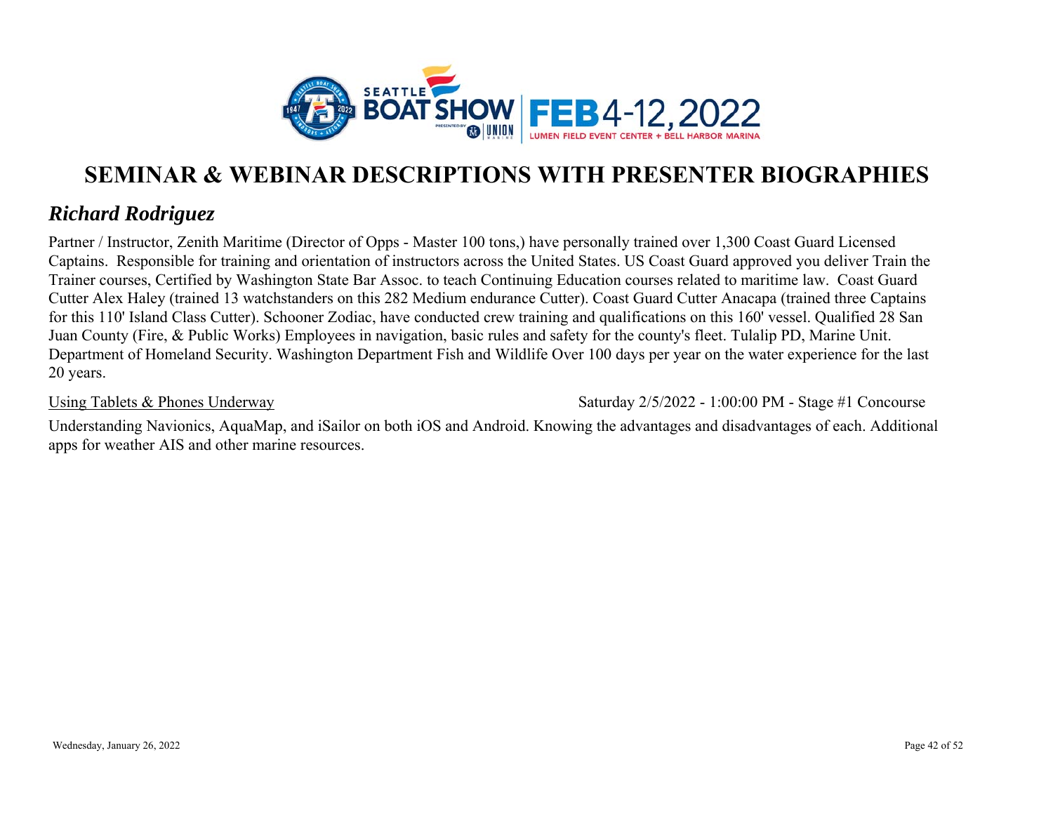# SEMINAR & WEBINAR DESCRIPTIONS WITH PRESENTER BIOGRAPHIES

## *Richard Rodriguez*

Partner / Instructor, Zenith Maritime (Director of Opps - Master 100 tons,) have personally trained over 1,300 Coast Guard Licensed Captains. Responsible for training and orientation of instructors across the United States. US Coast Guard approved you deliver Train the Trainer courses, Certified by Washington State Bar Assoc. to teach Continuing Education courses related to maritime law. Coast Guard Cutter Alex Haley (trained 13 watchstanders on this 282 Medium endurance Cutter). Coast Guard Cutter Anacapa (trained three Captains for this 110' Island Class Cutter). Schooner Zodiac, have conducted crew training and qualifications on this 160' vessel. Qualified 28 San Juan County (Fire, & Public Works) Employees in navigation, basic rules and safety for the county's fleet. Tulalip PD, Marine Unit. Department of Homeland Security. Washington Department Fish and Wildlife Over 100 days per year on the water experience for the last 20 years.

<u>Using Tablets & Phones Underway</u> — Saturday 2/5/2022 - 1:00:00 PM - Stage #1 Concourse

Understanding Navionics, AquaMap, and iSailor on both iOS and Android. Knowing the advantages and disadvantages of each. Additional apps for weather AIS and other marine resources.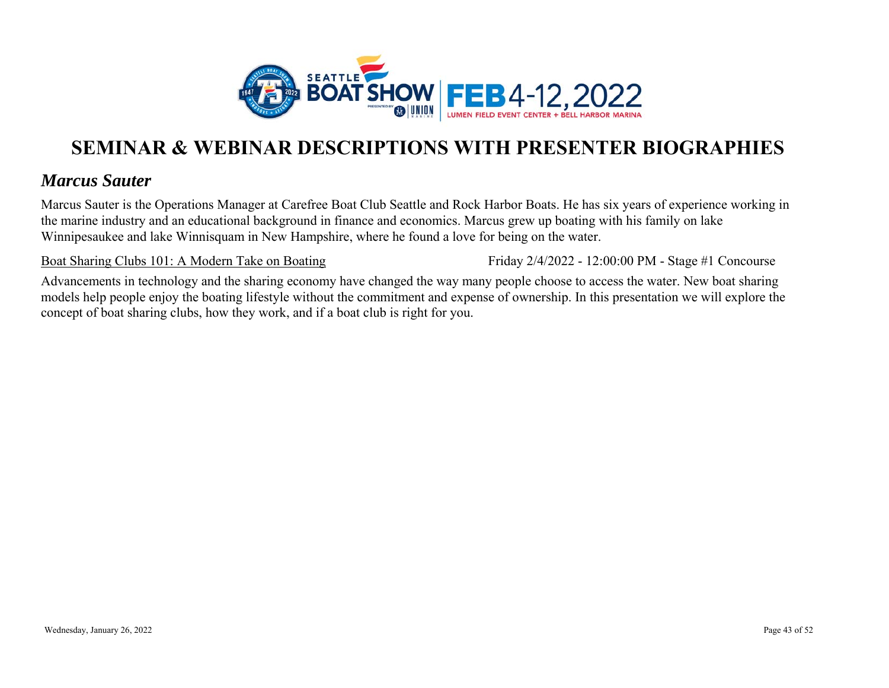# SEMINAR & WEBINAR DESCRIPTIONS WITH PRESENTER BIOGRAPHIES

## *Marcus Sauter*

Marcus Sauter is the Operations Manager at Carefree Boat Club Seattle and Rock Harbor Boats. He has six years of experience working in the marine industry and an educational background in finance and economics. Marcus grew up boating with his family on lake Winnipesaukee and lake Winnisquam in New Hampshire, where he found a love for being on the water.

Boat Sharing Clubs 101: A Modern Take on Boating — Friday 2/4/2022 - 12:00:00 PM - Stage #1 Concourse

Advancements in technology and the sharing economy have changed the way many people choose to access the water. New boat sharing models help people enjoy the boating lifestyle without the commitment and expense of ownership. In this presentation we will explore the concept of boat sharing clubs, how they work, and if a boat club is right for you.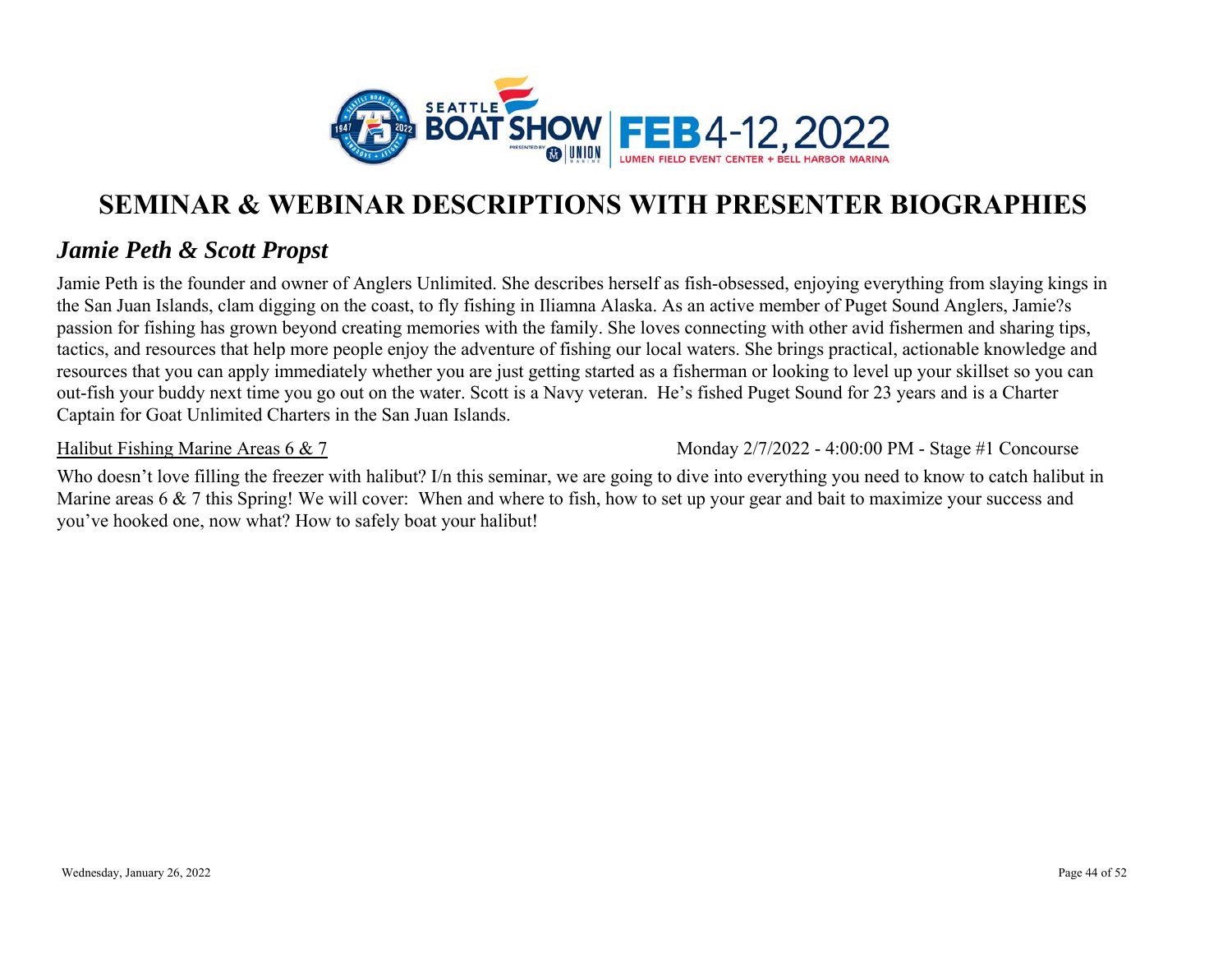# SEMINAR & WEBINAR DESCRIPTIONS WITH PRESENTER BIOGRAPHIES

## *Jamie Peth & Scott Propst*

Jamie Peth is the founder and owner of Anglers Unlimited. She describes herself as fish-obsessed, enjoying everything from slaying kings in the San Juan Islands, clam digging on the coast, to fly fishing in Iliamna Alaska. As an active member of Puget Sound Anglers, Jamie?s passion for fishing has grown beyond creating memories with the family. She loves connecting with other avid fishermen and sharing tips, tactics, and resources that help more people enjoy the adventure of fishing our local waters. She brings practical, actionable knowledge and resources that you can apply immediately whether you are just getting started as a fisherman or looking to level up your skillset so you can out-fish your buddy next time you go out on the water. Scott is a Navy veteran. He's fished Puget Sound for 23 years and is a Charter Captain for Goat Unlimited Charters in the San Juan Islands.

<u>Halibut Fishing Marine Areas 6 & 7</u> — Monday 2/7/2022 - 4:00:00 PM - Stage #1 Concourse

Who doesn't love filling the freezer with halibut? I/n this seminar, we are going to dive into everything you need to know to catch halibut in Marine areas 6 & 7 this Spring! We will cover: When and where to fish, how to set up your gear and bait to maximize your success and you've hooked one, now what? How to safely boat your halibut!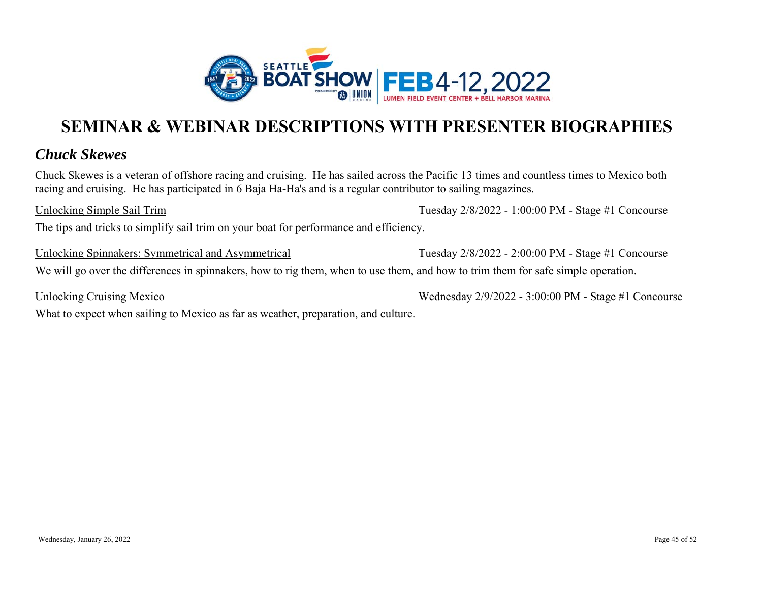# SEMINAR & WEBINAR DESCRIPTIONS WITH PRESENTER BIOGRAPHIES

## *Chuck Skewes*

Chuck Skewes is a veteran of offshore racing and cruising. He has sailed across the Pacific 13 times and countless times to Mexico both racing and cruising. He has participated in 6 Baja Ha-Ha's and is a regular contributor to sailing magazines.

Unlocking Simple Sail Trim — Tuesday 2/8/2022 - 1:00:00 PM - Stage #1 Concourse

The tips and tricks to simplify sail trim on your boat for performance and efficiency.

Unlocking Spinnakers: Symmetrical and Asymmetrical — Tuesday 2/8/2022 - 2:00:00 PM - Stage #1 Concourse

We will go over the differences in spinnakers, how to rig them, when to use them, and how to trim them for safe simple operation.

Unlocking Cruising Mexico — Wednesday 2/9/2022 - 3:00:00 PM - Stage #1 Concourse

What to expect when sailing to Mexico as far as weather, preparation, and culture.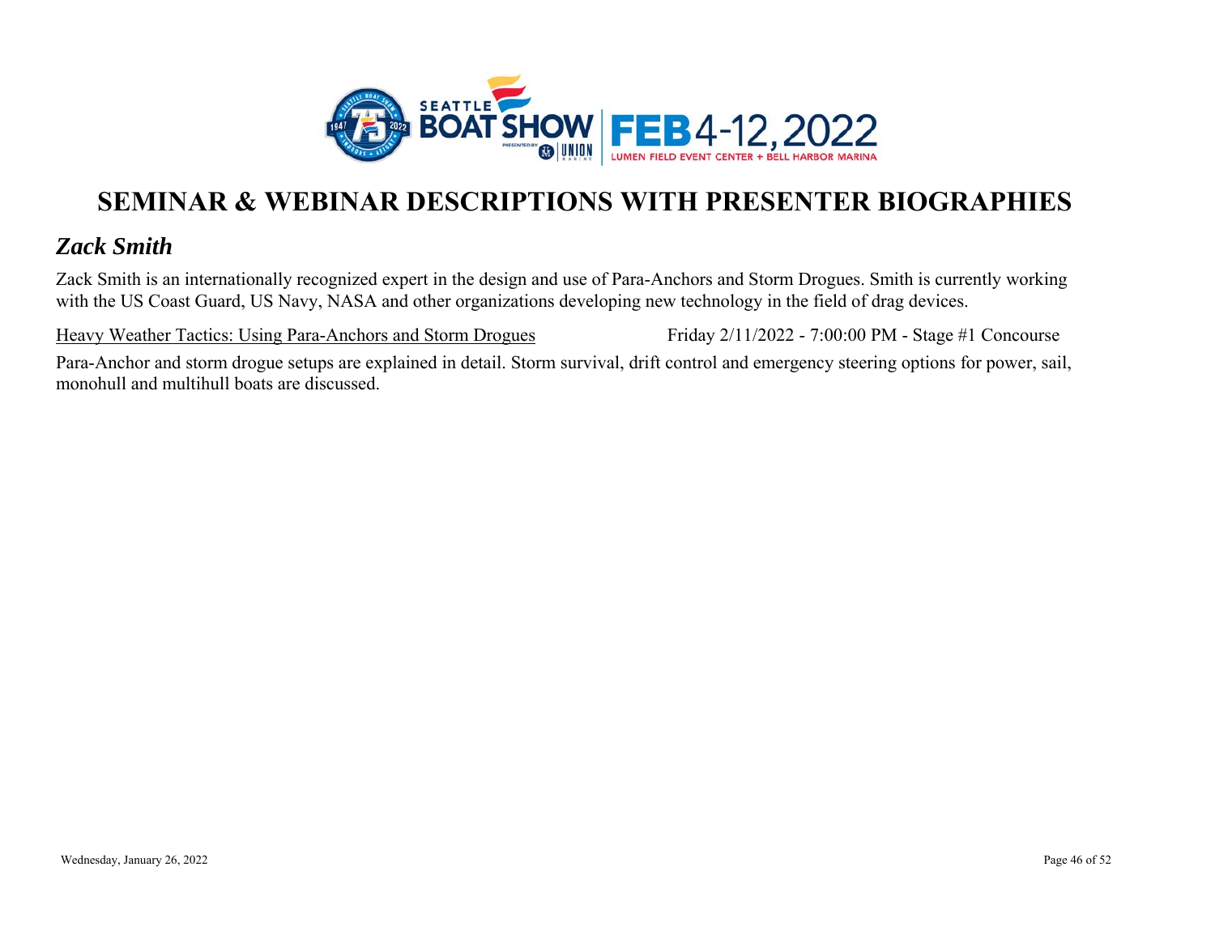# SEMINAR & WEBINAR DESCRIPTIONS WITH PRESENTER BIOGRAPHIES

## *Zack Smith*

Zack Smith is an internationally recognized expert in the design and use of Para-Anchors and Storm Drogues. Smith is currently working with the US Coast Guard, US Navy, NASA and other organizations developing new technology in the field of drag devices.

Heavy Weather Tactics: Using Para-Anchors and Storm Drogues — Friday 2/11/2022 - 7:00:00 PM - Stage #1 Concourse

Para-Anchor and storm drogue setups are explained in detail. Storm survival, drift control and emergency steering options for power, sail, monohull and multihull boats are discussed.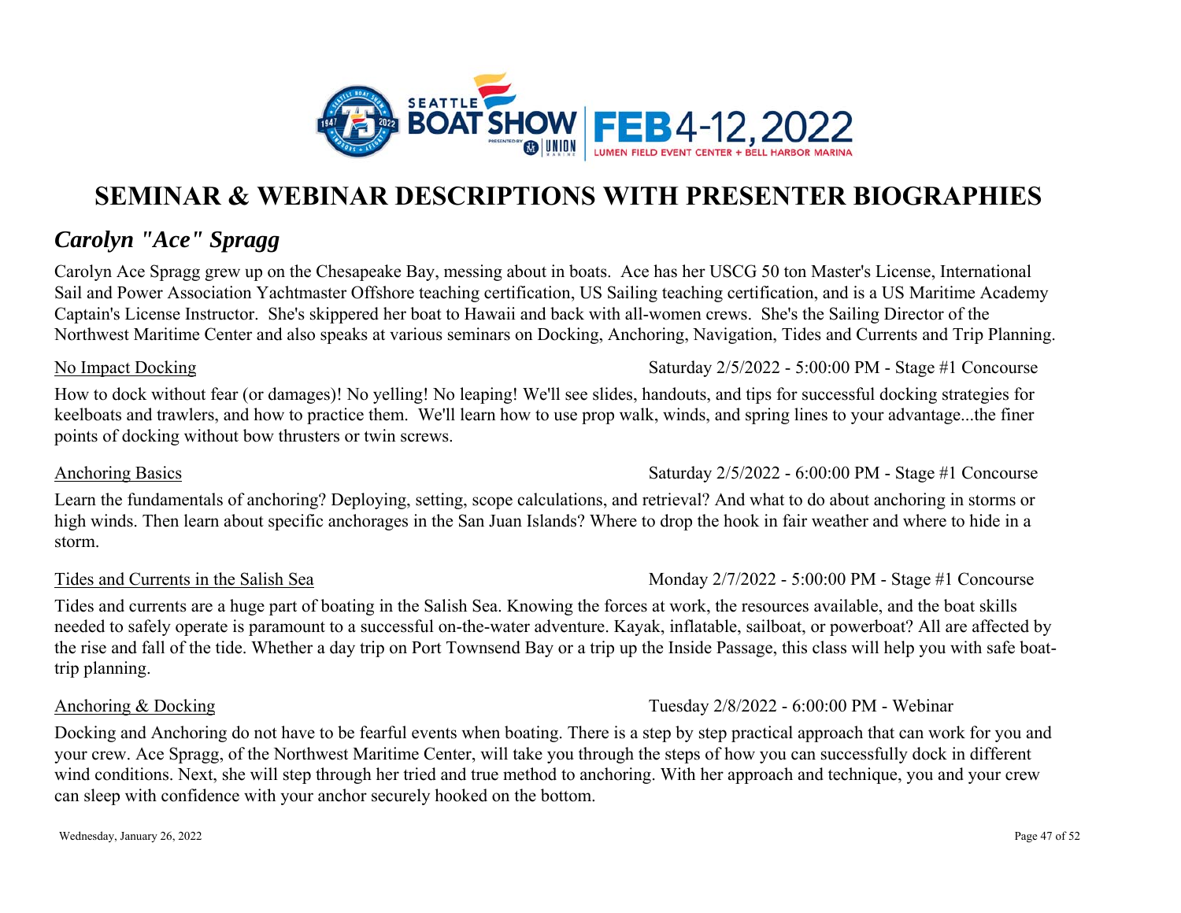# SEMINAR & WEBINAR DESCRIPTIONS WITH PRESENTER BIOGRAPHIES

## *Carolyn "Ace" Spragg*

Carolyn Ace Spragg grew up on the Chesapeake Bay, messing about in boats. Ace has her USCG 50 ton Master's License, International Sail and Power Association Yachtmaster Offshore teaching certification, US Sailing teaching certification, and is a US Maritime Academy Captain's License Instructor. She's skippered her boat to Hawaii and back with all-women crews. She's the Sailing Director of the Northwest Maritime Center and also speaks at various seminars on Docking, Anchoring, Navigation, Tides and Currents and Trip Planning.

No Impact Docking — Saturday 2/5/2022 - 5:00:00 PM - Stage #1 Concourse

How to dock without fear (or damages)! No yelling! No leaping! We'll see slides, handouts, and tips for successful docking strategies for keelboats and trawlers, and how to practice them. We'll learn how to use prop walk, winds, and spring lines to your advantage...the finer points of docking without bow thrusters or twin screws.

Anchoring Basics — Saturday 2/5/2022 - 6:00:00 PM - Stage #1 Concourse

Learn the fundamentals of anchoring? Deploying, setting, scope calculations, and retrieval? And what to do about anchoring in storms or high winds. Then learn about specific anchorages in the San Juan Islands? Where to drop the hook in fair weather and where to hide in a storm.

Tides and Currents in the Salish Sea — Monday 2/7/2022 - 5:00:00 PM - Stage #1 Concourse

Tides and currents are a huge part of boating in the Salish Sea. Knowing the forces at work, the resources available, and the boat skills needed to safely operate is paramount to a successful on-the-water adventure. Kayak, inflatable, sailboat, or powerboat? All are affected by the rise and fall of the tide. Whether a day trip on Port Townsend Bay or a trip up the Inside Passage, this class will help you with safe boat-trip planning.

Anchoring & Docking — Tuesday 2/8/2022 - 6:00:00 PM - Webinar

Docking and Anchoring do not have to be fearful events when boating. There is a step by step practical approach that can work for you and your crew. Ace Spragg, of the Northwest Maritime Center, will take you through the steps of how you can successfully dock in different wind conditions. Next, she will step through her tried and true method to anchoring. With her approach and technique, you and your crew can sleep with confidence with your anchor securely hooked on the bottom.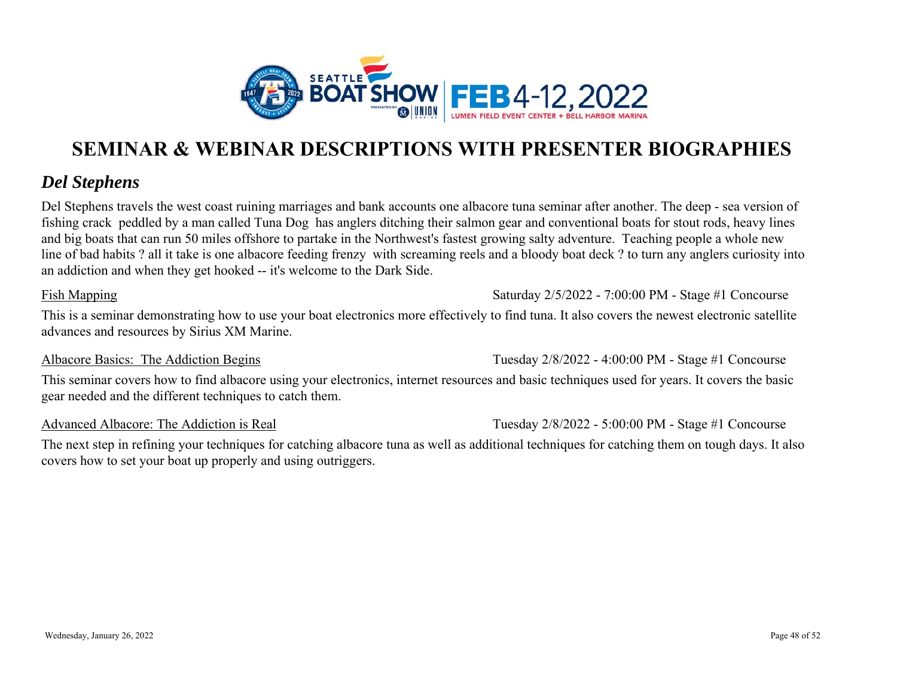# SEMINAR & WEBINAR DESCRIPTIONS WITH PRESENTER BIOGRAPHIES

## *Del Stephens*

Del Stephens travels the west coast ruining marriages and bank accounts one albacore tuna seminar after another. The deep - sea version of fishing crack peddled by a man called Tuna Dog has anglers ditching their salmon gear and conventional boats for stout rods, heavy lines and big boats that can run 50 miles offshore to partake in the Northwest's fastest growing salty adventure. Teaching people a whole new line of bad habits ? all it take is one albacore feeding frenzy with screaming reels and a bloody boat deck ? to turn any anglers curiosity into an addiction and when they get hooked -- it's welcome to the Dark Side.

Fish Mapping — Saturday 2/5/2022 - 7:00:00 PM - Stage #1 Concourse

This is a seminar demonstrating how to use your boat electronics more effectively to find tuna. It also covers the newest electronic satellite advances and resources by Sirius XM Marine.

Albacore Basics: The Addiction Begins — Tuesday 2/8/2022 - 4:00:00 PM - Stage #1 Concourse

This seminar covers how to find albacore using your electronics, internet resources and basic techniques used for years. It covers the basic gear needed and the different techniques to catch them.

Advanced Albacore: The Addiction is Real — Tuesday 2/8/2022 - 5:00:00 PM - Stage #1 Concourse

The next step in refining your techniques for catching albacore tuna as well as additional techniques for catching them on tough days. It also covers how to set your boat up properly and using outriggers.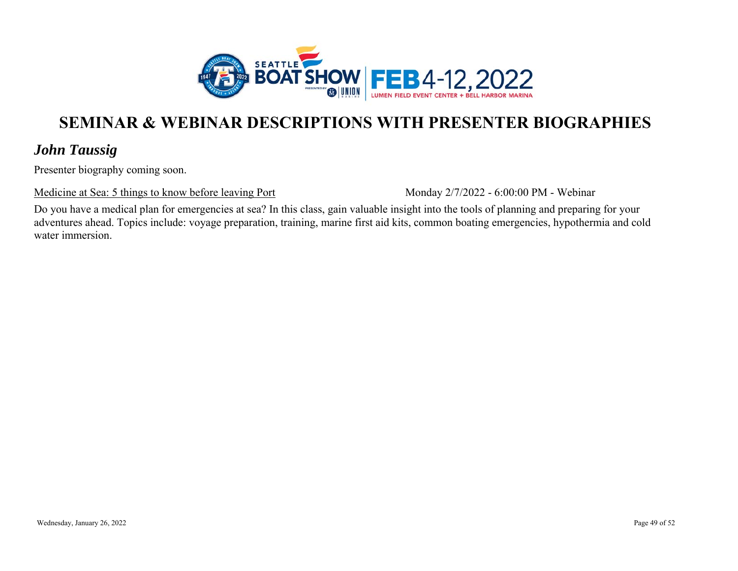# SEMINAR & WEBINAR DESCRIPTIONS WITH PRESENTER BIOGRAPHIES

## *John Taussig*

Presenter biography coming soon.

Medicine at Sea: 5 things to know before leaving Port — Monday 2/7/2022 - 6:00:00 PM - Webinar

Do you have a medical plan for emergencies at sea? In this class, gain valuable insight into the tools of planning and preparing for your adventures ahead. Topics include: voyage preparation, training, marine first aid kits, common boating emergencies, hypothermia and cold water immersion.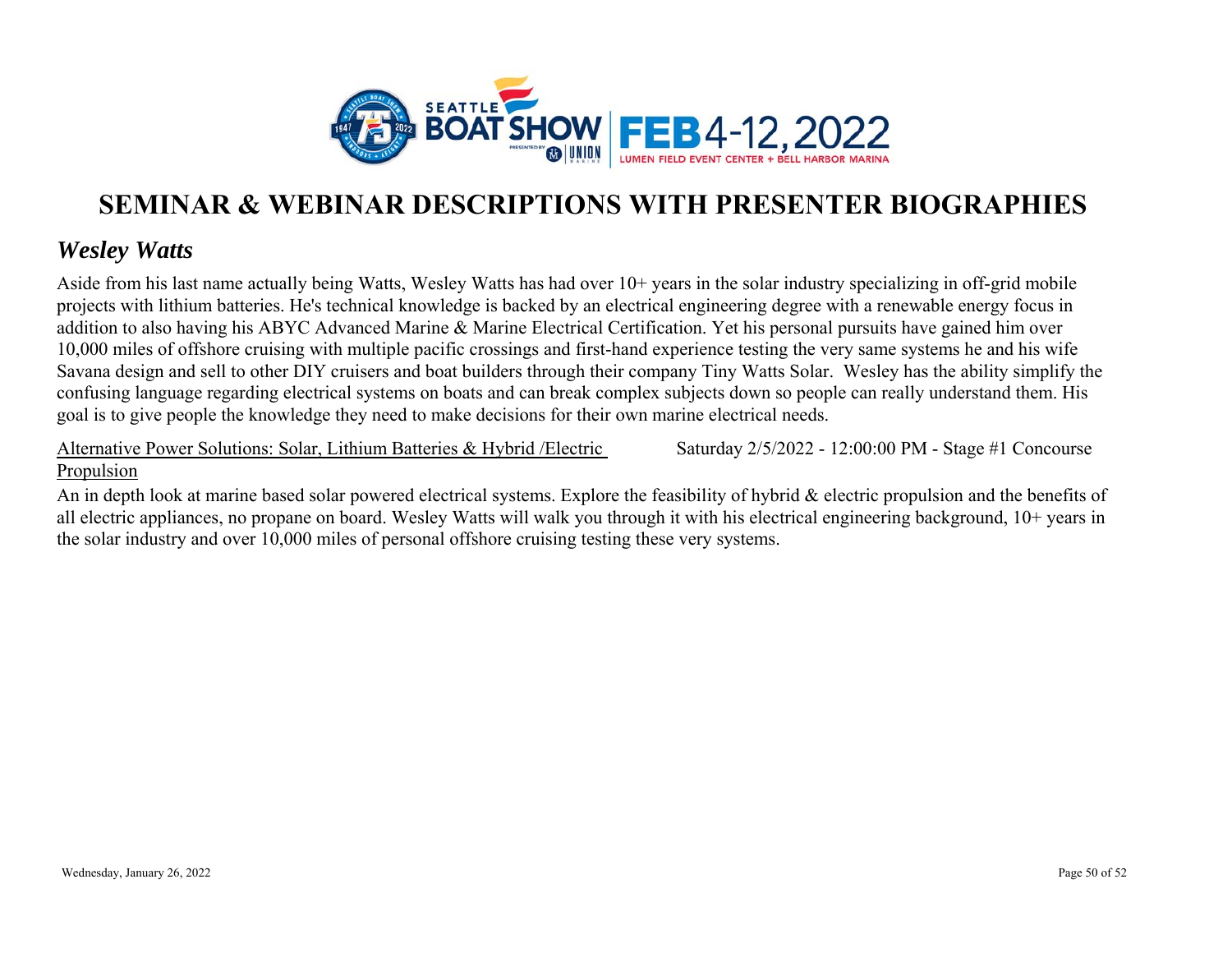# SEMINAR & WEBINAR DESCRIPTIONS WITH PRESENTER BIOGRAPHIES

## *Wesley Watts*

Aside from his last name actually being Watts, Wesley Watts has had over 10+ years in the solar industry specializing in off-grid mobile projects with lithium batteries. He's technical knowledge is backed by an electrical engineering degree with a renewable energy focus in addition to also having his ABYC Advanced Marine & Marine Electrical Certification. Yet his personal pursuits have gained him over 10,000 miles of offshore cruising with multiple pacific crossings and first-hand experience testing the very same systems he and his wife Savana design and sell to other DIY cruisers and boat builders through their company Tiny Watts Solar. Wesley has the ability simplify the confusing language regarding electrical systems on boats and can break complex subjects down so people can really understand them. His goal is to give people the knowledge they need to make decisions for their own marine electrical needs.

<u>Alternative Power Solutions: Solar, Lithium Batteries & Hybrid /Electric Propulsion</u> Saturday 2/5/2022 - 12:00:00 PM - Stage #1 Concourse

An in depth look at marine based solar powered electrical systems. Explore the feasibility of hybrid & electric propulsion and the benefits of all electric appliances, no propane on board. Wesley Watts will walk you through it with his electrical engineering background, 10+ years in the solar industry and over 10,000 miles of personal offshore cruising testing these very systems.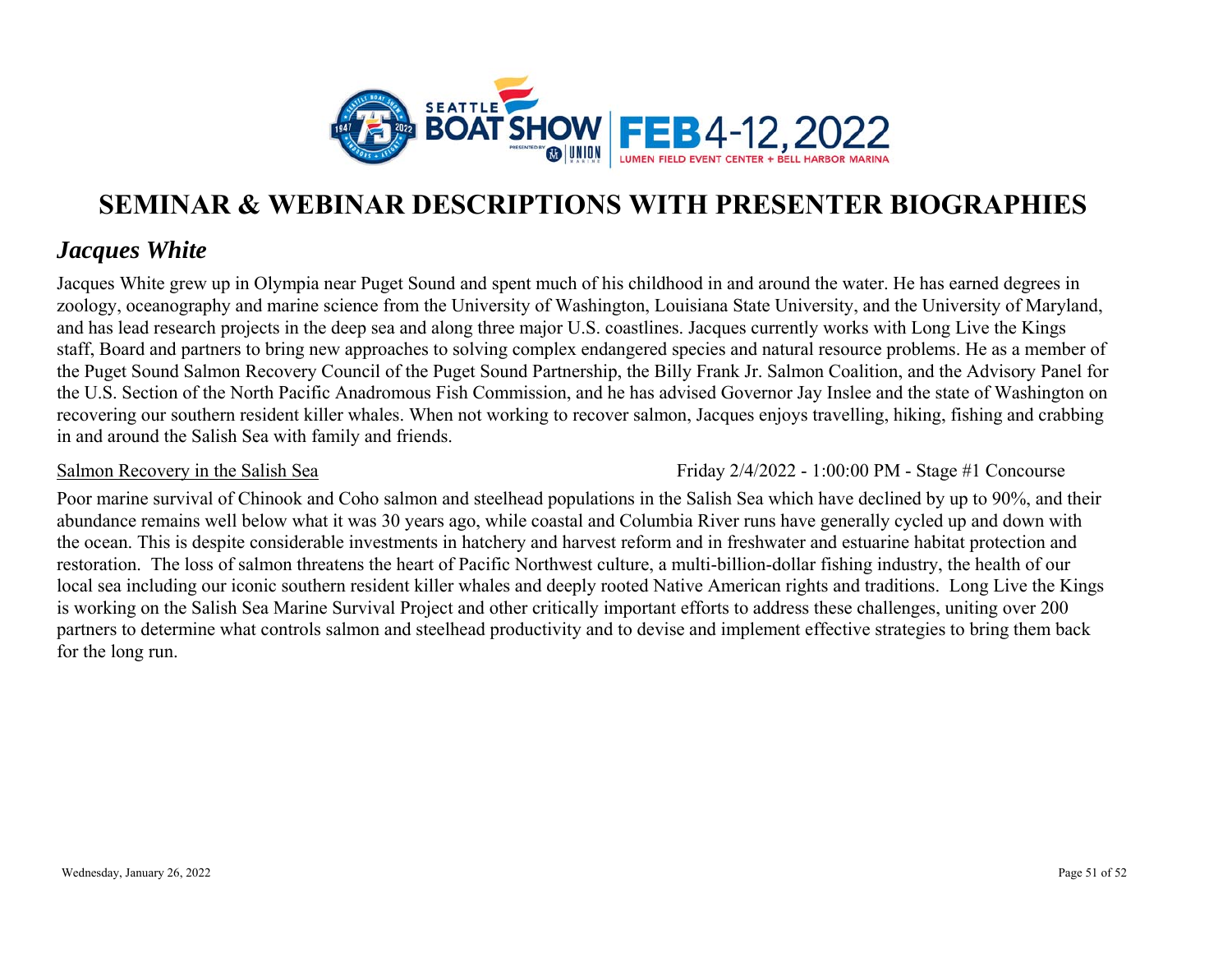# SEMINAR & WEBINAR DESCRIPTIONS WITH PRESENTER BIOGRAPHIES

## *Jacques White*

Jacques White grew up in Olympia near Puget Sound and spent much of his childhood in and around the water. He has earned degrees in zoology, oceanography and marine science from the University of Washington, Louisiana State University, and the University of Maryland, and has lead research projects in the deep sea and along three major U.S. coastlines. Jacques currently works with Long Live the Kings staff, Board and partners to bring new approaches to solving complex endangered species and natural resource problems. He as a member of the Puget Sound Salmon Recovery Council of the Puget Sound Partnership, the Billy Frank Jr. Salmon Coalition, and the Advisory Panel for the U.S. Section of the North Pacific Anadromous Fish Commission, and he has advised Governor Jay Inslee and the state of Washington on recovering our southern resident killer whales. When not working to recover salmon, Jacques enjoys travelling, hiking, fishing and crabbing in and around the Salish Sea with family and friends.

<u>Salmon Recovery in the Salish Sea</u> — Friday 2/4/2022 - 1:00:00 PM - Stage #1 Concourse

Poor marine survival of Chinook and Coho salmon and steelhead populations in the Salish Sea which have declined by up to 90%, and their abundance remains well below what it was 30 years ago, while coastal and Columbia River runs have generally cycled up and down with the ocean. This is despite considerable investments in hatchery and harvest reform and in freshwater and estuarine habitat protection and restoration. The loss of salmon threatens the heart of Pacific Northwest culture, a multi-billion-dollar fishing industry, the health of our local sea including our iconic southern resident killer whales and deeply rooted Native American rights and traditions. Long Live the Kings is working on the Salish Sea Marine Survival Project and other critically important efforts to address these challenges, uniting over 200 partners to determine what controls salmon and steelhead productivity and to devise and implement effective strategies to bring them back for the long run.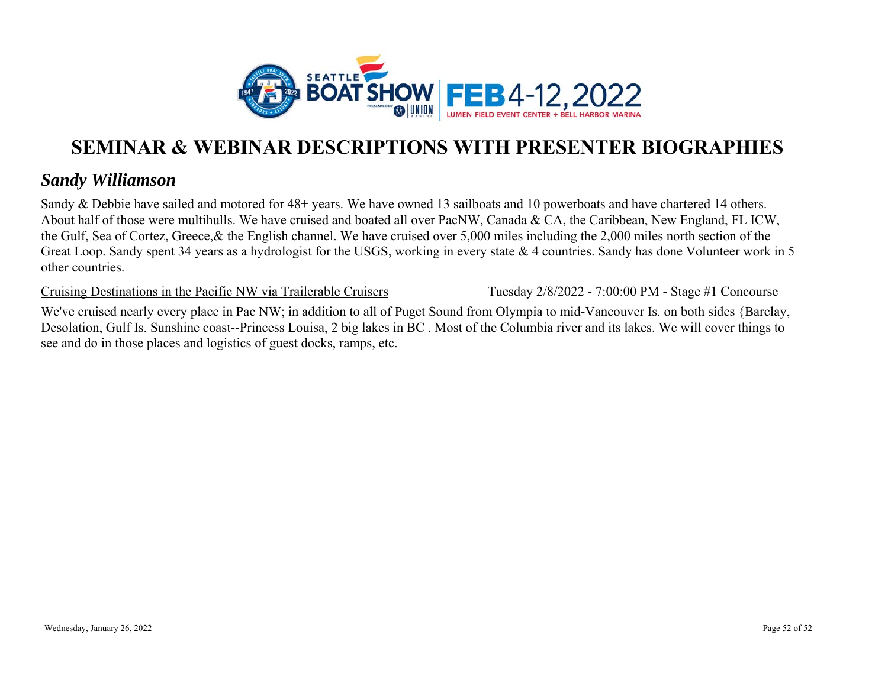# SEMINAR & WEBINAR DESCRIPTIONS WITH PRESENTER BIOGRAPHIES

## *Sandy Williamson*

Sandy & Debbie have sailed and motored for 48+ years. We have owned 13 sailboats and 10 powerboats and have chartered 14 others. About half of those were multihulls. We have cruised and boated all over PacNW, Canada & CA, the Caribbean, New England, FL ICW, the Gulf, Sea of Cortez, Greece,& the English channel. We have cruised over 5,000 miles including the 2,000 miles north section of the Great Loop. Sandy spent 34 years as a hydrologist for the USGS, working in every state & 4 countries. Sandy has done Volunteer work in 5 other countries.

Cruising Destinations in the Pacific NW via Trailerable Cruisers — Tuesday 2/8/2022 - 7:00:00 PM - Stage #1 Concourse

We've cruised nearly every place in Pac NW; in addition to all of Puget Sound from Olympia to mid-Vancouver Is. on both sides {Barclay, Desolation, Gulf Is. Sunshine coast--Princess Louisa, 2 big lakes in BC . Most of the Columbia river and its lakes. We will cover things to see and do in those places and logistics of guest docks, ramps, etc.